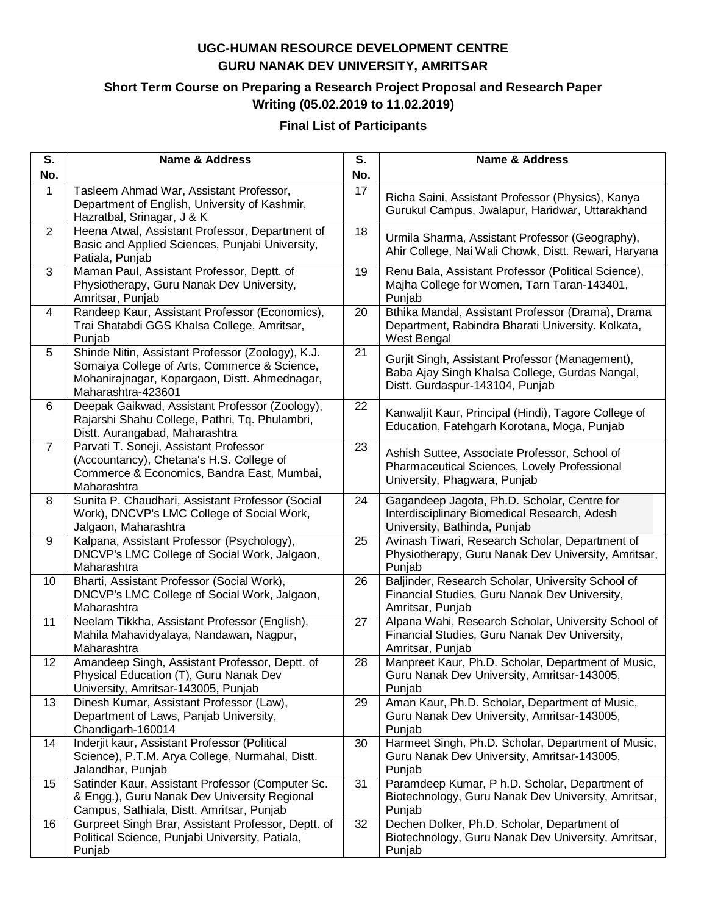**UGC-HUMAN RESOURCE DEVELOPMENT CENTRE**
**GURU NANAK DEV UNIVERSITY, AMRITSAR**

**Short Term Course on Preparing a Research Project Proposal and Research Paper Writing (05.02.2019 to 11.02.2019)**

**Final List of Participants**

| S. No. | Name & Address | S. No. | Name & Address |
|---|---|---|---|
| 1 | Tasleem Ahmad War, Assistant Professor, Department of English, University of Kashmir, Hazratbal, Srinagar, J & K | 17 | Richa Saini, Assistant Professor (Physics), Kanya Gurukul Campus, Jwalapur, Haridwar, Uttarakhand |
| 2 | Heena Atwal, Assistant Professor, Department of Basic and Applied Sciences, Punjabi University, Patiala, Punjab | 18 | Urmila Sharma, Assistant Professor (Geography), Ahir College, Nai Wali Chowk, Distt. Rewari, Haryana |
| 3 | Maman Paul, Assistant Professor, Deptt. of Physiotherapy, Guru Nanak Dev University, Amritsar, Punjab | 19 | Renu Bala, Assistant Professor (Political Science), Majha College for Women, Tarn Taran-143401, Punjab |
| 4 | Randeep Kaur, Assistant Professor (Economics), Trai Shatabdi GGS Khalsa College, Amritsar, Punjab | 20 | Bthika Mandal, Assistant Professor (Drama), Drama Department, Rabindra Bharati University. Kolkata, West Bengal |
| 5 | Shinde Nitin, Assistant Professor (Zoology), K.J. Somaiya College of Arts, Commerce & Science, Mohanirajnagar, Kopargaon, Distt. Ahmednagar, Maharashtra-423601 | 21 | Gurjit Singh, Assistant Professor (Management), Baba Ajay Singh Khalsa College, Gurdas Nangal, Distt. Gurdaspur-143104, Punjab |
| 6 | Deepak Gaikwad, Assistant Professor (Zoology), Rajarshi Shahu College, Pathri, Tq. Phulambri, Distt. Aurangabad, Maharashtra | 22 | Kanwaljit Kaur, Principal (Hindi), Tagore College of Education, Fatehgarh Korotana, Moga, Punjab |
| 7 | Parvati T. Soneji, Assistant Professor (Accountancy), Chetana's H.S. College of Commerce & Economics, Bandra East, Mumbai, Maharashtra | 23 | Ashish Suttee, Associate Professor, School of Pharmaceutical Sciences, Lovely Professional University, Phagwara, Punjab |
| 8 | Sunita P. Chaudhari, Assistant Professor (Social Work), DNCVP's LMC College of Social Work, Jalgaon, Maharashtra | 24 | Gagandeep Jagota, Ph.D. Scholar, Centre for Interdisciplinary Biomedical Research, Adesh University, Bathinda, Punjab |
| 9 | Kalpana, Assistant Professor (Psychology), DNCVP's LMC College of Social Work, Jalgaon, Maharashtra | 25 | Avinash Tiwari, Research Scholar, Department of Physiotherapy, Guru Nanak Dev University, Amritsar, Punjab |
| 10 | Bharti, Assistant Professor (Social Work), DNCVP's LMC College of Social Work, Jalgaon, Maharashtra | 26 | Baljinder, Research Scholar, University School of Financial Studies, Guru Nanak Dev University, Amritsar, Punjab |
| 11 | Neelam Tikkha, Assistant Professor (English), Mahila Mahavidyalaya, Nandawan, Nagpur, Maharashtra | 27 | Alpana Wahi, Research Scholar, University School of Financial Studies, Guru Nanak Dev University, Amritsar, Punjab |
| 12 | Amandeep Singh, Assistant Professor, Deptt. of Physical Education (T), Guru Nanak Dev University, Amritsar-143005, Punjab | 28 | Manpreet Kaur, Ph.D. Scholar, Department of Music, Guru Nanak Dev University, Amritsar-143005, Punjab |
| 13 | Dinesh Kumar, Assistant Professor (Law), Department of Laws, Panjab University, Chandigarh-160014 | 29 | Aman Kaur, Ph.D. Scholar, Department of Music, Guru Nanak Dev University, Amritsar-143005, Punjab |
| 14 | Inderjit kaur, Assistant Professor (Political Science), P.T.M. Arya College, Nurmahal, Distt. Jalandhar, Punjab | 30 | Harmeet Singh, Ph.D. Scholar, Department of Music, Guru Nanak Dev University, Amritsar-143005, Punjab |
| 15 | Satinder Kaur, Assistant Professor (Computer Sc. & Engg.), Guru Nanak Dev University Regional Campus, Sathiala, Distt. Amritsar, Punjab | 31 | Paramdeep Kumar, P h.D. Scholar, Department of Biotechnology, Guru Nanak Dev University, Amritsar, Punjab |
| 16 | Gurpreet Singh Brar, Assistant Professor, Deptt. of Political Science, Punjabi University, Patiala, Punjab | 32 | Dechen Dolker, Ph.D. Scholar, Department of Biotechnology, Guru Nanak Dev University, Amritsar, Punjab |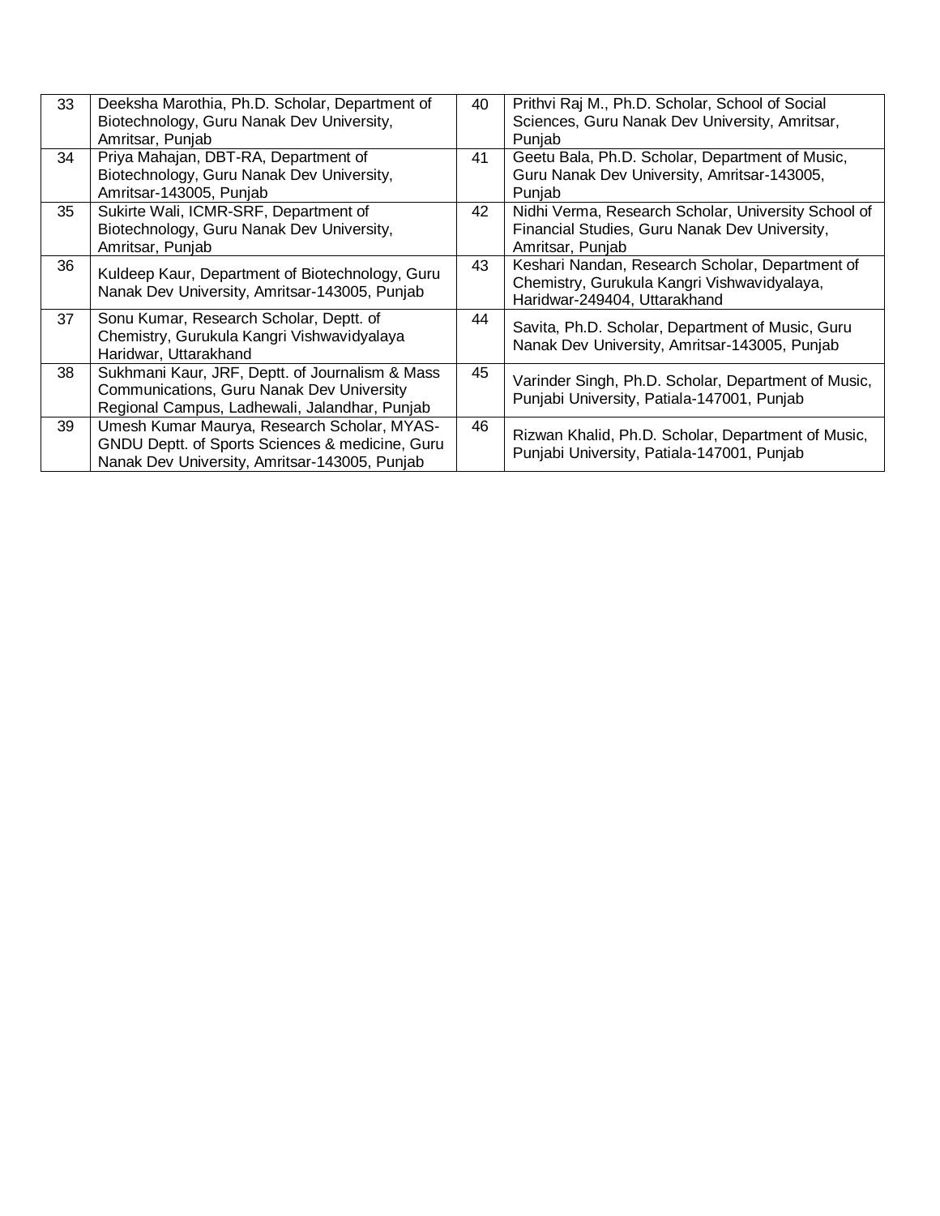| | | | |
|---|---|---|---|
| 33 | Deeksha Marothia, Ph.D. Scholar, Department of Biotechnology, Guru Nanak Dev University, Amritsar, Punjab | 40 | Prithvi Raj M., Ph.D. Scholar, School of Social Sciences, Guru Nanak Dev University, Amritsar, Punjab |
| 34 | Priya Mahajan, DBT-RA, Department of Biotechnology, Guru Nanak Dev University, Amritsar-143005, Punjab | 41 | Geetu Bala, Ph.D. Scholar, Department of Music, Guru Nanak Dev University, Amritsar-143005, Punjab |
| 35 | Sukirte Wali, ICMR-SRF, Department of Biotechnology, Guru Nanak Dev University, Amritsar, Punjab | 42 | Nidhi Verma, Research Scholar, University School of Financial Studies, Guru Nanak Dev University, Amritsar, Punjab |
| 36 | Kuldeep Kaur, Department of Biotechnology, Guru Nanak Dev University, Amritsar-143005, Punjab | 43 | Keshari Nandan, Research Scholar, Department of Chemistry, Gurukula Kangri Vishwavidyalaya, Haridwar-249404, Uttarakhand |
| 37 | Sonu Kumar, Research Scholar, Deptt. of Chemistry, Gurukula Kangri Vishwavidyalaya Haridwar, Uttarakhand | 44 | Savita, Ph.D. Scholar, Department of Music, Guru Nanak Dev University, Amritsar-143005, Punjab |
| 38 | Sukhmani Kaur, JRF, Deptt. of Journalism & Mass Communications, Guru Nanak Dev University Regional Campus, Ladhewali, Jalandhar, Punjab | 45 | Varinder Singh, Ph.D. Scholar, Department of Music, Punjabi University, Patiala-147001, Punjab |
| 39 | Umesh Kumar Maurya, Research Scholar, MYAS-GNDU Deptt. of Sports Sciences & medicine, Guru Nanak Dev University, Amritsar-143005, Punjab | 46 | Rizwan Khalid, Ph.D. Scholar, Department of Music, Punjabi University, Patiala-147001, Punjab |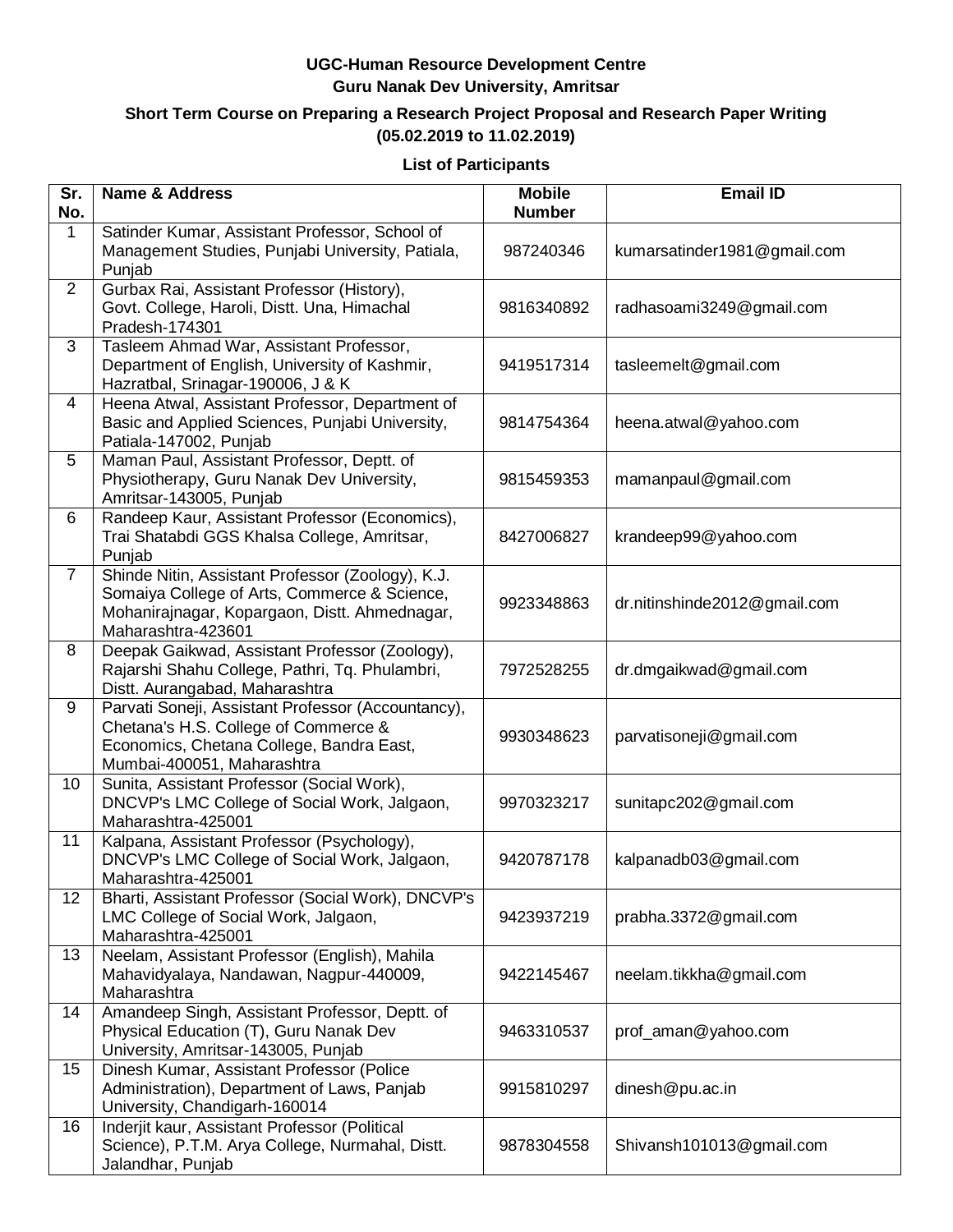**UGC-Human Resource Development Centre**
**Guru Nanak Dev University, Amritsar**

**Short Term Course on Preparing a Research Project Proposal and Research Paper Writing (05.02.2019 to 11.02.2019)**

**List of Participants**

| Sr. No. | Name & Address | Mobile Number | Email ID |
|---|---|---|---|
| 1 | Satinder Kumar, Assistant Professor, School of Management Studies, Punjabi University, Patiala, Punjab | 987240346 | kumarsatinder1981@gmail.com |
| 2 | Gurbax Rai, Assistant Professor (History), Govt. College, Haroli, Distt. Una, Himachal Pradesh-174301 | 9816340892 | radhasoami3249@gmail.com |
| 3 | Tasleem Ahmad War, Assistant Professor, Department of English, University of Kashmir, Hazratbal, Srinagar-190006, J & K | 9419517314 | tasleemelt@gmail.com |
| 4 | Heena Atwal, Assistant Professor, Department of Basic and Applied Sciences, Punjabi University, Patiala-147002, Punjab | 9814754364 | heena.atwal@yahoo.com |
| 5 | Maman Paul, Assistant Professor, Deptt. of Physiotherapy, Guru Nanak Dev University, Amritsar-143005, Punjab | 9815459353 | mamanpaul@gmail.com |
| 6 | Randeep Kaur, Assistant Professor (Economics), Trai Shatabdi GGS Khalsa College, Amritsar, Punjab | 8427006827 | krandeep99@yahoo.com |
| 7 | Shinde Nitin, Assistant Professor (Zoology), K.J. Somaiya College of Arts, Commerce & Science, Mohanirajnagar, Kopargaon, Distt. Ahmednagar, Maharashtra-423601 | 9923348863 | dr.nitinshinde2012@gmail.com |
| 8 | Deepak Gaikwad, Assistant Professor (Zoology), Rajarshi Shahu College, Pathri, Tq. Phulambri, Distt. Aurangabad, Maharashtra | 7972528255 | dr.dmgaikwad@gmail.com |
| 9 | Parvati Soneji, Assistant Professor (Accountancy), Chetana's H.S. College of Commerce & Economics, Chetana College, Bandra East, Mumbai-400051, Maharashtra | 9930348623 | parvatisoneji@gmail.com |
| 10 | Sunita, Assistant Professor (Social Work), DNCVP's LMC College of Social Work, Jalgaon, Maharashtra-425001 | 9970323217 | sunitapc202@gmail.com |
| 11 | Kalpana, Assistant Professor (Psychology), DNCVP's LMC College of Social Work, Jalgaon, Maharashtra-425001 | 9420787178 | kalpanadb03@gmail.com |
| 12 | Bharti, Assistant Professor (Social Work), DNCVP's LMC College of Social Work, Jalgaon, Maharashtra-425001 | 9423937219 | prabha.3372@gmail.com |
| 13 | Neelam, Assistant Professor (English), Mahila Mahavidyalaya, Nandawan, Nagpur-440009, Maharashtra | 9422145467 | neelam.tikkha@gmail.com |
| 14 | Amandeep Singh, Assistant Professor, Deptt. of Physical Education (T), Guru Nanak Dev University, Amritsar-143005, Punjab | 9463310537 | prof_aman@yahoo.com |
| 15 | Dinesh Kumar, Assistant Professor (Police Administration), Department of Laws, Panjab University, Chandigarh-160014 | 9915810297 | dinesh@pu.ac.in |
| 16 | Inderjit kaur, Assistant Professor (Political Science), P.T.M. Arya College, Nurmahal, Distt. Jalandhar, Punjab | 9878304558 | Shivansh101013@gmail.com |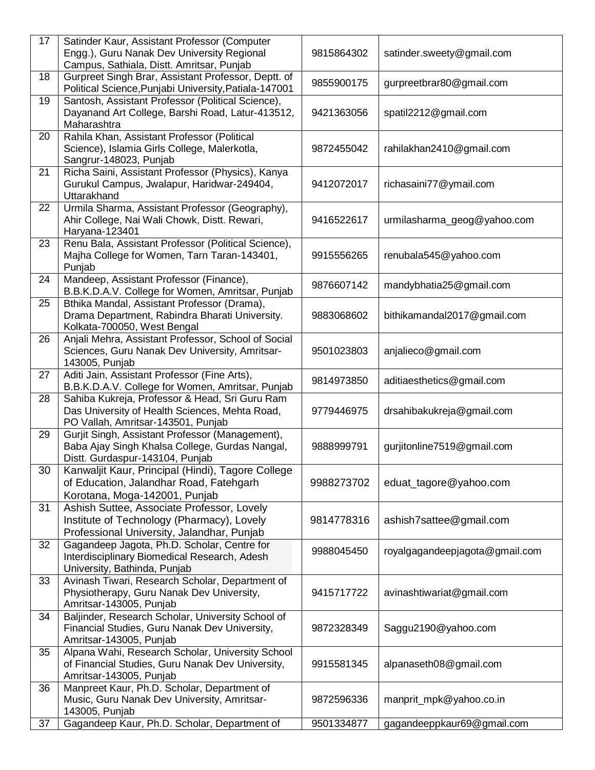| 17 | Satinder Kaur, Assistant Professor (Computer Engg.), Guru Nanak Dev University Regional Campus, Sathiala, Distt. Amritsar, Punjab | 9815864302 | satinder.sweety@gmail.com |
|---|---|---|---|
| 18 | Gurpreet Singh Brar, Assistant Professor, Deptt. of Political Science,Punjabi University,Patiala-147001 | 9855900175 | gurpreetbrar80@gmail.com |
| 19 | Santosh, Assistant Professor (Political Science), Dayanand Art College, Barshi Road, Latur-413512, Maharashtra | 9421363056 | spatil2212@gmail.com |
| 20 | Rahila Khan, Assistant Professor (Political Science), Islamia Girls College, Malerkotla, Sangrur-148023, Punjab | 9872455042 | rahilakhan2410@gmail.com |
| 21 | Richa Saini, Assistant Professor (Physics), Kanya Gurukul Campus, Jwalapur, Haridwar-249404, Uttarakhand | 9412072017 | richasaini77@ymail.com |
| 22 | Urmila Sharma, Assistant Professor (Geography), Ahir College, Nai Wali Chowk, Distt. Rewari, Haryana-123401 | 9416522617 | urmilasharma_geog@yahoo.com |
| 23 | Renu Bala, Assistant Professor (Political Science), Majha College for Women, Tarn Taran-143401, Punjab | 9915556265 | renubala545@yahoo.com |
| 24 | Mandeep, Assistant Professor (Finance), B.B.K.D.A.V. College for Women, Amritsar, Punjab | 9876607142 | mandybhatia25@gmail.com |
| 25 | Bthika Mandal, Assistant Professor (Drama), Drama Department, Rabindra Bharati University. Kolkata-700050, West Bengal | 9883068602 | bithikamandal2017@gmail.com |
| 26 | Anjali Mehra, Assistant Professor, School of Social Sciences, Guru Nanak Dev University, Amritsar-143005, Punjab | 9501023803 | anjalieco@gmail.com |
| 27 | Aditi Jain, Assistant Professor (Fine Arts), B.B.K.D.A.V. College for Women, Amritsar, Punjab | 9814973850 | aditiaesthetics@gmail.com |
| 28 | Sahiba Kukreja, Professor & Head, Sri Guru Ram Das University of Health Sciences, Mehta Road, PO Vallah, Amritsar-143501, Punjab | 9779446975 | drsahibakukreja@gmail.com |
| 29 | Gurjit Singh, Assistant Professor (Management), Baba Ajay Singh Khalsa College, Gurdas Nangal, Distt. Gurdaspur-143104, Punjab | 9888999791 | gurjitonline7519@gmail.com |
| 30 | Kanwaljit Kaur, Principal (Hindi), Tagore College of Education, Jalandhar Road, Fatehgarh Korotana, Moga-142001, Punjab | 9988273702 | eduat_tagore@yahoo.com |
| 31 | Ashish Suttee, Associate Professor, Lovely Institute of Technology (Pharmacy), Lovely Professional University, Jalandhar, Punjab | 9814778316 | ashish7sattee@gmail.com |
| 32 | Gagandeep Jagota, Ph.D. Scholar, Centre for Interdisciplinary Biomedical Research, Adesh University, Bathinda, Punjab | 9988045450 | royalgagandeepjagota@gmail.com |
| 33 | Avinash Tiwari, Research Scholar, Department of Physiotherapy, Guru Nanak Dev University, Amritsar-143005, Punjab | 9415717722 | avinashtiwariat@gmail.com |
| 34 | Baljinder, Research Scholar, University School of Financial Studies, Guru Nanak Dev University, Amritsar-143005, Punjab | 9872328349 | Saggu2190@yahoo.com |
| 35 | Alpana Wahi, Research Scholar, University School of Financial Studies, Guru Nanak Dev University, Amritsar-143005, Punjab | 9915581345 | alpanaseth08@gmail.com |
| 36 | Manpreet Kaur, Ph.D. Scholar, Department of Music, Guru Nanak Dev University, Amritsar-143005, Punjab | 9872596336 | manprit_mpk@yahoo.co.in |
| 37 | Gagandeep Kaur, Ph.D. Scholar, Department of | 9501334877 | gagandeeppkaur69@gmail.com |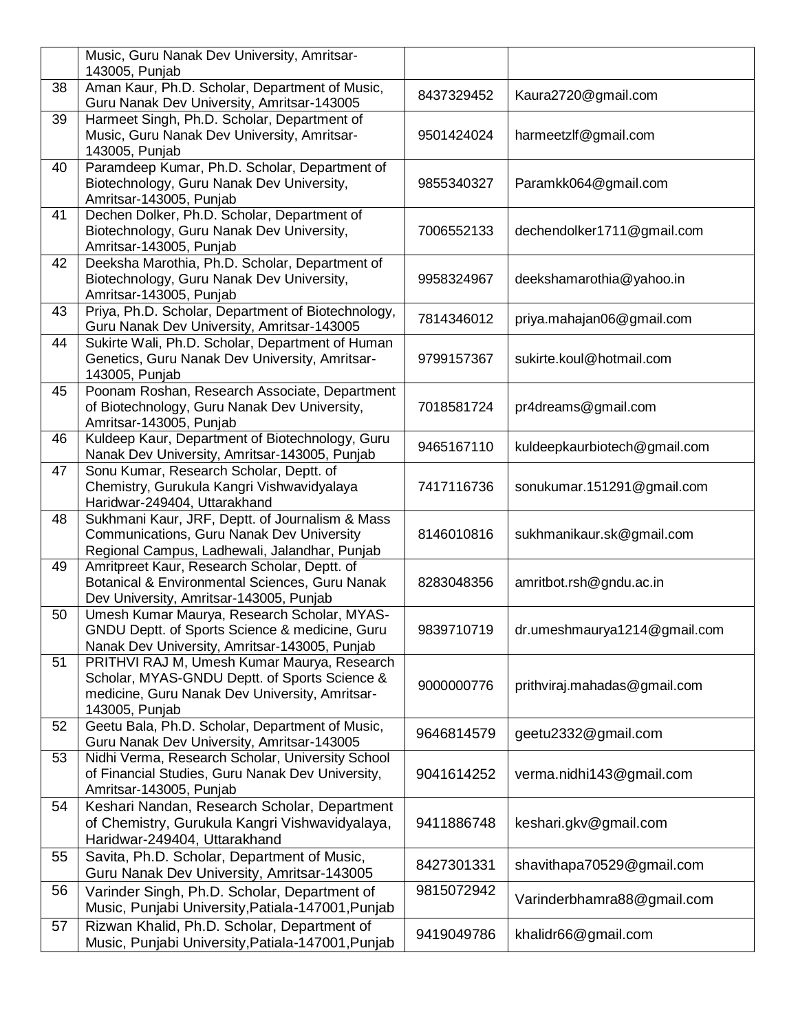| | | | |
|---|---|---|---|
| | Music, Guru Nanak Dev University, Amritsar-143005, Punjab | | |
| 38 | Aman Kaur, Ph.D. Scholar, Department of Music, Guru Nanak Dev University, Amritsar-143005 | 8437329452 | Kaura2720@gmail.com |
| 39 | Harmeet Singh, Ph.D. Scholar, Department of Music, Guru Nanak Dev University, Amritsar-143005, Punjab | 9501424024 | harmeetzlf@gmail.com |
| 40 | Paramdeep Kumar, Ph.D. Scholar, Department of Biotechnology, Guru Nanak Dev University, Amritsar-143005, Punjab | 9855340327 | Paramkk064@gmail.com |
| 41 | Dechen Dolker, Ph.D. Scholar, Department of Biotechnology, Guru Nanak Dev University, Amritsar-143005, Punjab | 7006552133 | dechendolker1711@gmail.com |
| 42 | Deeksha Marothia, Ph.D. Scholar, Department of Biotechnology, Guru Nanak Dev University, Amritsar-143005, Punjab | 9958324967 | deekshamarothia@yahoo.in |
| 43 | Priya, Ph.D. Scholar, Department of Biotechnology, Guru Nanak Dev University, Amritsar-143005 | 7814346012 | priya.mahajan06@gmail.com |
| 44 | Sukirte Wali, Ph.D. Scholar, Department of Human Genetics, Guru Nanak Dev University, Amritsar-143005, Punjab | 9799157367 | sukirte.koul@hotmail.com |
| 45 | Poonam Roshan, Research Associate, Department of Biotechnology, Guru Nanak Dev University, Amritsar-143005, Punjab | 7018581724 | pr4dreams@gmail.com |
| 46 | Kuldeep Kaur, Department of Biotechnology, Guru Nanak Dev University, Amritsar-143005, Punjab | 9465167110 | kuldeepkaurbiotech@gmail.com |
| 47 | Sonu Kumar, Research Scholar, Deptt. of Chemistry, Gurukula Kangri Vishwavidyalaya Haridwar-249404, Uttarakhand | 7417116736 | sonukumar.151291@gmail.com |
| 48 | Sukhmani Kaur, JRF, Deptt. of Journalism & Mass Communications, Guru Nanak Dev University Regional Campus, Ladhewali, Jalandhar, Punjab | 8146010816 | sukhmanikaur.sk@gmail.com |
| 49 | Amritpreet Kaur, Research Scholar, Deptt. of Botanical & Environmental Sciences, Guru Nanak Dev University, Amritsar-143005, Punjab | 8283048356 | amritbot.rsh@gndu.ac.in |
| 50 | Umesh Kumar Maurya, Research Scholar, MYAS-GNDU Deptt. of Sports Science & medicine, Guru Nanak Dev University, Amritsar-143005, Punjab | 9839710719 | dr.umeshmaurya1214@gmail.com |
| 51 | PRITHVI RAJ M, Umesh Kumar Maurya, Research Scholar, MYAS-GNDU Deptt. of Sports Science & medicine, Guru Nanak Dev University, Amritsar-143005, Punjab | 9000000776 | prithviraj.mahadas@gmail.com |
| 52 | Geetu Bala, Ph.D. Scholar, Department of Music, Guru Nanak Dev University, Amritsar-143005 | 9646814579 | geetu2332@gmail.com |
| 53 | Nidhi Verma, Research Scholar, University School of Financial Studies, Guru Nanak Dev University, Amritsar-143005, Punjab | 9041614252 | verma.nidhi143@gmail.com |
| 54 | Keshari Nandan, Research Scholar, Department of Chemistry, Gurukula Kangri Vishwavidyalaya, Haridwar-249404, Uttarakhand | 9411886748 | keshari.gkv@gmail.com |
| 55 | Savita, Ph.D. Scholar, Department of Music, Guru Nanak Dev University, Amritsar-143005 | 8427301331 | shavithapa70529@gmail.com |
| 56 | Varinder Singh, Ph.D. Scholar, Department of Music, Punjabi University,Patiala-147001,Punjab | 9815072942 | Varinderbhamra88@gmail.com |
| 57 | Rizwan Khalid, Ph.D. Scholar, Department of Music, Punjabi University,Patiala-147001,Punjab | 9419049786 | khalidr66@gmail.com |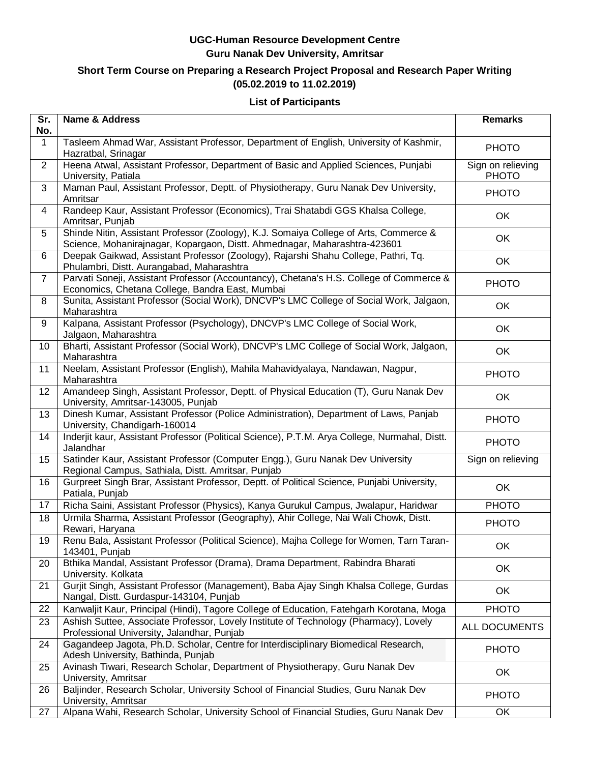**UGC-Human Resource Development Centre**
**Guru Nanak Dev University, Amritsar**

**Short Term Course on Preparing a Research Project Proposal and Research Paper Writing (05.02.2019 to 11.02.2019)**

**List of Participants**

| Sr. No. | Name & Address | Remarks |
|---|---|---|
| 1 | Tasleem Ahmad War, Assistant Professor, Department of English, University of Kashmir, Hazratbal, Srinagar | PHOTO |
| 2 | Heena Atwal, Assistant Professor, Department of Basic and Applied Sciences, Punjabi University, Patiala | Sign on relieving PHOTO |
| 3 | Maman Paul, Assistant Professor, Deptt. of Physiotherapy, Guru Nanak Dev University, Amritsar | PHOTO |
| 4 | Randeep Kaur, Assistant Professor (Economics), Trai Shatabdi GGS Khalsa College, Amritsar, Punjab | OK |
| 5 | Shinde Nitin, Assistant Professor (Zoology), K.J. Somaiya College of Arts, Commerce & Science, Mohanirajnagar, Kopargaon, Distt. Ahmednagar, Maharashtra-423601 | OK |
| 6 | Deepak Gaikwad, Assistant Professor (Zoology), Rajarshi Shahu College, Pathri, Tq. Phulambri, Distt. Aurangabad, Maharashtra | OK |
| 7 | Parvati Soneji, Assistant Professor (Accountancy), Chetana's H.S. College of Commerce & Economics, Chetana College, Bandra East, Mumbai | PHOTO |
| 8 | Sunita, Assistant Professor (Social Work), DNCVP's LMC College of Social Work, Jalgaon, Maharashtra | OK |
| 9 | Kalpana, Assistant Professor (Psychology), DNCVP's LMC College of Social Work, Jalgaon, Maharashtra | OK |
| 10 | Bharti, Assistant Professor (Social Work), DNCVP's LMC College of Social Work, Jalgaon, Maharashtra | OK |
| 11 | Neelam, Assistant Professor (English), Mahila Mahavidyalaya, Nandawan, Nagpur, Maharashtra | PHOTO |
| 12 | Amandeep Singh, Assistant Professor, Deptt. of Physical Education (T), Guru Nanak Dev University, Amritsar-143005, Punjab | OK |
| 13 | Dinesh Kumar, Assistant Professor (Police Administration), Department of Laws, Panjab University, Chandigarh-160014 | PHOTO |
| 14 | Inderjit kaur, Assistant Professor (Political Science), P.T.M. Arya College, Nurmahal, Distt. Jalandhar | PHOTO |
| 15 | Satinder Kaur, Assistant Professor (Computer Engg.), Guru Nanak Dev University Regional Campus, Sathiala, Distt. Amritsar, Punjab | Sign on relieving |
| 16 | Gurpreet Singh Brar, Assistant Professor, Deptt. of Political Science, Punjabi University, Patiala, Punjab | OK |
| 17 | Richa Saini, Assistant Professor (Physics), Kanya Gurukul Campus, Jwalapur, Haridwar | PHOTO |
| 18 | Urmila Sharma, Assistant Professor (Geography), Ahir College, Nai Wali Chowk, Distt. Rewari, Haryana | PHOTO |
| 19 | Renu Bala, Assistant Professor (Political Science), Majha College for Women, Tarn Taran-143401, Punjab | OK |
| 20 | Bthika Mandal, Assistant Professor (Drama), Drama Department, Rabindra Bharati University. Kolkata | OK |
| 21 | Gurjit Singh, Assistant Professor (Management), Baba Ajay Singh Khalsa College, Gurdas Nangal, Distt. Gurdaspur-143104, Punjab | OK |
| 22 | Kanwaljit Kaur, Principal (Hindi), Tagore College of Education, Fatehgarh Korotana, Moga | PHOTO |
| 23 | Ashish Suttee, Associate Professor, Lovely Institute of Technology (Pharmacy), Lovely Professional University, Jalandhar, Punjab | ALL DOCUMENTS |
| 24 | Gagandeep Jagota, Ph.D. Scholar, Centre for Interdisciplinary Biomedical Research, Adesh University, Bathinda, Punjab | PHOTO |
| 25 | Avinash Tiwari, Research Scholar, Department of Physiotherapy, Guru Nanak Dev University, Amritsar | OK |
| 26 | Baljinder, Research Scholar, University School of Financial Studies, Guru Nanak Dev University, Amritsar | PHOTO |
| 27 | Alpana Wahi, Research Scholar, University School of Financial Studies, Guru Nanak Dev | OK |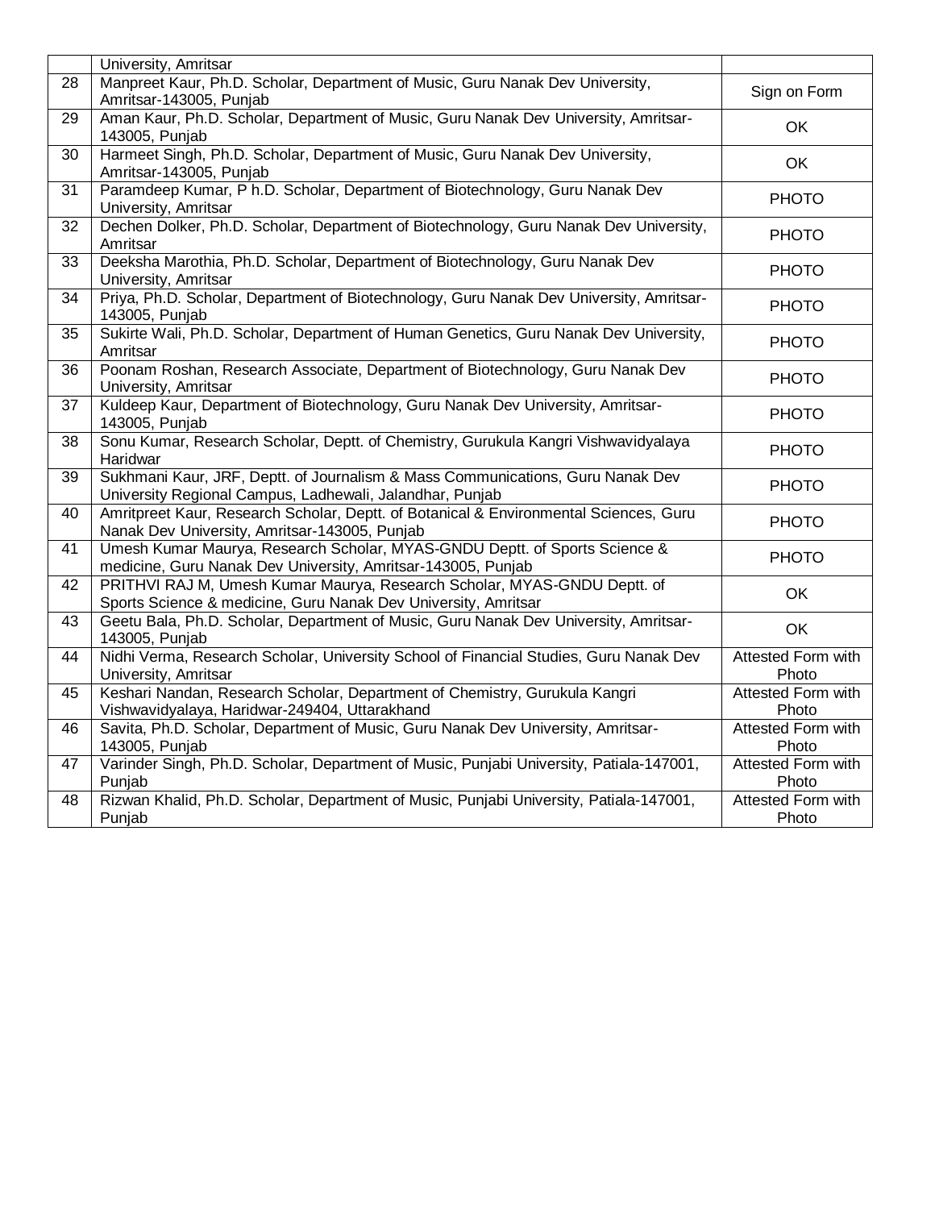| | | |
|---|---|---|
| | University, Amritsar | |
| 28 | Manpreet Kaur, Ph.D. Scholar, Department of Music, Guru Nanak Dev University, Amritsar-143005, Punjab | Sign on Form |
| 29 | Aman Kaur, Ph.D. Scholar, Department of Music, Guru Nanak Dev University, Amritsar-143005, Punjab | OK |
| 30 | Harmeet Singh, Ph.D. Scholar, Department of Music, Guru Nanak Dev University, Amritsar-143005, Punjab | OK |
| 31 | Paramdeep Kumar, P h.D. Scholar, Department of Biotechnology, Guru Nanak Dev University, Amritsar | PHOTO |
| 32 | Dechen Dolker, Ph.D. Scholar, Department of Biotechnology, Guru Nanak Dev University, Amritsar | PHOTO |
| 33 | Deeksha Marothia, Ph.D. Scholar, Department of Biotechnology, Guru Nanak Dev University, Amritsar | PHOTO |
| 34 | Priya, Ph.D. Scholar, Department of Biotechnology, Guru Nanak Dev University, Amritsar-143005, Punjab | PHOTO |
| 35 | Sukirte Wali, Ph.D. Scholar, Department of Human Genetics, Guru Nanak Dev University, Amritsar | PHOTO |
| 36 | Poonam Roshan, Research Associate, Department of Biotechnology, Guru Nanak Dev University, Amritsar | PHOTO |
| 37 | Kuldeep Kaur, Department of Biotechnology, Guru Nanak Dev University, Amritsar-143005, Punjab | PHOTO |
| 38 | Sonu Kumar, Research Scholar, Deptt. of Chemistry, Gurukula Kangri Vishwavidyalaya Haridwar | PHOTO |
| 39 | Sukhmani Kaur, JRF, Deptt. of Journalism & Mass Communications, Guru Nanak Dev University Regional Campus, Ladhewali, Jalandhar, Punjab | PHOTO |
| 40 | Amritpreet Kaur, Research Scholar, Deptt. of Botanical & Environmental Sciences, Guru Nanak Dev University, Amritsar-143005, Punjab | PHOTO |
| 41 | Umesh Kumar Maurya, Research Scholar, MYAS-GNDU Deptt. of Sports Science & medicine, Guru Nanak Dev University, Amritsar-143005, Punjab | PHOTO |
| 42 | PRITHVI RAJ M, Umesh Kumar Maurya, Research Scholar, MYAS-GNDU Deptt. of Sports Science & medicine, Guru Nanak Dev University, Amritsar | OK |
| 43 | Geetu Bala, Ph.D. Scholar, Department of Music, Guru Nanak Dev University, Amritsar-143005, Punjab | OK |
| 44 | Nidhi Verma, Research Scholar, University School of Financial Studies, Guru Nanak Dev University, Amritsar | Attested Form with Photo |
| 45 | Keshari Nandan, Research Scholar, Department of Chemistry, Gurukula Kangri Vishwavidyalaya, Haridwar-249404, Uttarakhand | Attested Form with Photo |
| 46 | Savita, Ph.D. Scholar, Department of Music, Guru Nanak Dev University, Amritsar-143005, Punjab | Attested Form with Photo |
| 47 | Varinder Singh, Ph.D. Scholar, Department of Music, Punjabi University, Patiala-147001, Punjab | Attested Form with Photo |
| 48 | Rizwan Khalid, Ph.D. Scholar, Department of Music, Punjabi University, Patiala-147001, Punjab | Attested Form with Photo |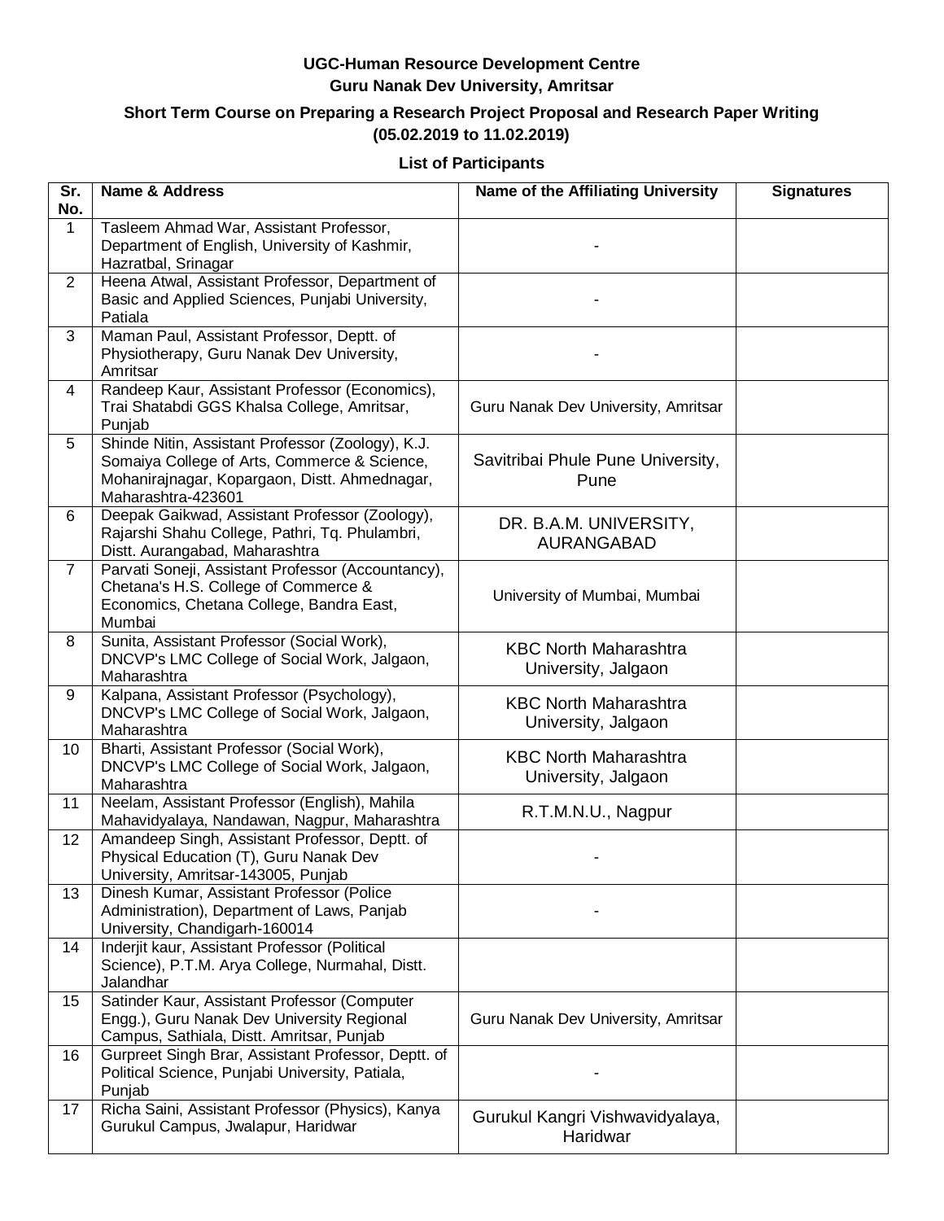**UGC-Human Resource Development Centre**
**Guru Nanak Dev University, Amritsar**

**Short Term Course on Preparing a Research Project Proposal and Research Paper Writing (05.02.2019 to 11.02.2019)**

**List of Participants**

| Sr. No. | Name & Address | Name of the Affiliating University | Signatures |
|---|---|---|---|
| 1 | Tasleem Ahmad War, Assistant Professor, Department of English, University of Kashmir, Hazratbal, Srinagar | - | |
| 2 | Heena Atwal, Assistant Professor, Department of Basic and Applied Sciences, Punjabi University, Patiala | - | |
| 3 | Maman Paul, Assistant Professor, Deptt. of Physiotherapy, Guru Nanak Dev University, Amritsar | - | |
| 4 | Randeep Kaur, Assistant Professor (Economics), Trai Shatabdi GGS Khalsa College, Amritsar, Punjab | Guru Nanak Dev University, Amritsar | |
| 5 | Shinde Nitin, Assistant Professor (Zoology), K.J. Somaiya College of Arts, Commerce & Science, Mohanirajnagar, Kopargaon, Distt. Ahmednagar, Maharashtra-423601 | Savitribai Phule Pune University, Pune | |
| 6 | Deepak Gaikwad, Assistant Professor (Zoology), Rajarshi Shahu College, Pathri, Tq. Phulambri, Distt. Aurangabad, Maharashtra | DR. B.A.M. UNIVERSITY, AURANGABAD | |
| 7 | Parvati Soneji, Assistant Professor (Accountancy), Chetana's H.S. College of Commerce & Economics, Chetana College, Bandra East, Mumbai | University of Mumbai, Mumbai | |
| 8 | Sunita, Assistant Professor (Social Work), DNCVP's LMC College of Social Work, Jalgaon, Maharashtra | KBC North Maharashtra University, Jalgaon | |
| 9 | Kalpana, Assistant Professor (Psychology), DNCVP's LMC College of Social Work, Jalgaon, Maharashtra | KBC North Maharashtra University, Jalgaon | |
| 10 | Bharti, Assistant Professor (Social Work), DNCVP's LMC College of Social Work, Jalgaon, Maharashtra | KBC North Maharashtra University, Jalgaon | |
| 11 | Neelam, Assistant Professor (English), Mahila Mahavidyalaya, Nandawan, Nagpur, Maharashtra | R.T.M.N.U., Nagpur | |
| 12 | Amandeep Singh, Assistant Professor, Deptt. of Physical Education (T), Guru Nanak Dev University, Amritsar-143005, Punjab | - | |
| 13 | Dinesh Kumar, Assistant Professor (Police Administration), Department of Laws, Panjab University, Chandigarh-160014 | - | |
| 14 | Inderjit kaur, Assistant Professor (Political Science), P.T.M. Arya College, Nurmahal, Distt. Jalandhar | | |
| 15 | Satinder Kaur, Assistant Professor (Computer Engg.), Guru Nanak Dev University Regional Campus, Sathiala, Distt. Amritsar, Punjab | Guru Nanak Dev University, Amritsar | |
| 16 | Gurpreet Singh Brar, Assistant Professor, Deptt. of Political Science, Punjabi University, Patiala, Punjab | - | |
| 17 | Richa Saini, Assistant Professor (Physics), Kanya Gurukul Campus, Jwalapur, Haridwar | Gurukul Kangri Vishwavidyalaya, Haridwar | |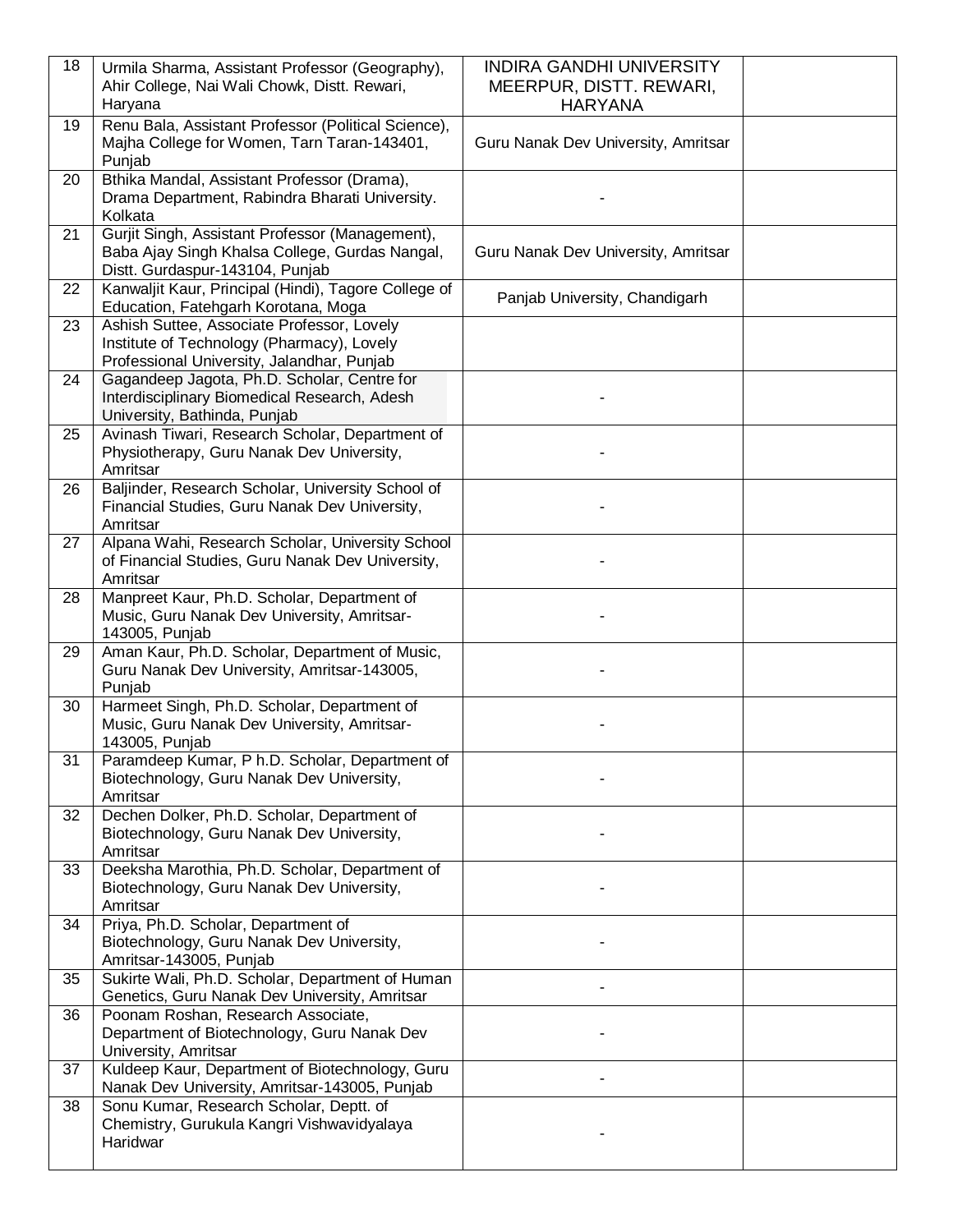| | | | |
|---|---|---|---|
| 18 | Urmila Sharma, Assistant Professor (Geography), Ahir College, Nai Wali Chowk, Distt. Rewari, Haryana | INDIRA GANDHI UNIVERSITY MEERPUR, DISTT. REWARI, HARYANA | |
| 19 | Renu Bala, Assistant Professor (Political Science), Majha College for Women, Tarn Taran-143401, Punjab | Guru Nanak Dev University, Amritsar | |
| 20 | Bthika Mandal, Assistant Professor (Drama), Drama Department, Rabindra Bharati University. Kolkata | - | |
| 21 | Gurjit Singh, Assistant Professor (Management), Baba Ajay Singh Khalsa College, Gurdas Nangal, Distt. Gurdaspur-143104, Punjab | Guru Nanak Dev University, Amritsar | |
| 22 | Kanwaljit Kaur, Principal (Hindi), Tagore College of Education, Fatehgarh Korotana, Moga | Panjab University, Chandigarh | |
| 23 | Ashish Suttee, Associate Professor, Lovely Institute of Technology (Pharmacy), Lovely Professional University, Jalandhar, Punjab | | |
| 24 | Gagandeep Jagota, Ph.D. Scholar, Centre for Interdisciplinary Biomedical Research, Adesh University, Bathinda, Punjab | - | |
| 25 | Avinash Tiwari, Research Scholar, Department of Physiotherapy, Guru Nanak Dev University, Amritsar | - | |
| 26 | Baljinder, Research Scholar, University School of Financial Studies, Guru Nanak Dev University, Amritsar | - | |
| 27 | Alpana Wahi, Research Scholar, University School of Financial Studies, Guru Nanak Dev University, Amritsar | - | |
| 28 | Manpreet Kaur, Ph.D. Scholar, Department of Music, Guru Nanak Dev University, Amritsar-143005, Punjab | - | |
| 29 | Aman Kaur, Ph.D. Scholar, Department of Music, Guru Nanak Dev University, Amritsar-143005, Punjab | - | |
| 30 | Harmeet Singh, Ph.D. Scholar, Department of Music, Guru Nanak Dev University, Amritsar-143005, Punjab | - | |
| 31 | Paramdeep Kumar, P h.D. Scholar, Department of Biotechnology, Guru Nanak Dev University, Amritsar | - | |
| 32 | Dechen Dolker, Ph.D. Scholar, Department of Biotechnology, Guru Nanak Dev University, Amritsar | - | |
| 33 | Deeksha Marothia, Ph.D. Scholar, Department of Biotechnology, Guru Nanak Dev University, Amritsar | - | |
| 34 | Priya, Ph.D. Scholar, Department of Biotechnology, Guru Nanak Dev University, Amritsar-143005, Punjab | - | |
| 35 | Sukirte Wali, Ph.D. Scholar, Department of Human Genetics, Guru Nanak Dev University, Amritsar | - | |
| 36 | Poonam Roshan, Research Associate, Department of Biotechnology, Guru Nanak Dev University, Amritsar | - | |
| 37 | Kuldeep Kaur, Department of Biotechnology, Guru Nanak Dev University, Amritsar-143005, Punjab | - | |
| 38 | Sonu Kumar, Research Scholar, Deptt. of Chemistry, Gurukula Kangri Vishwavidyalaya Haridwar | - | |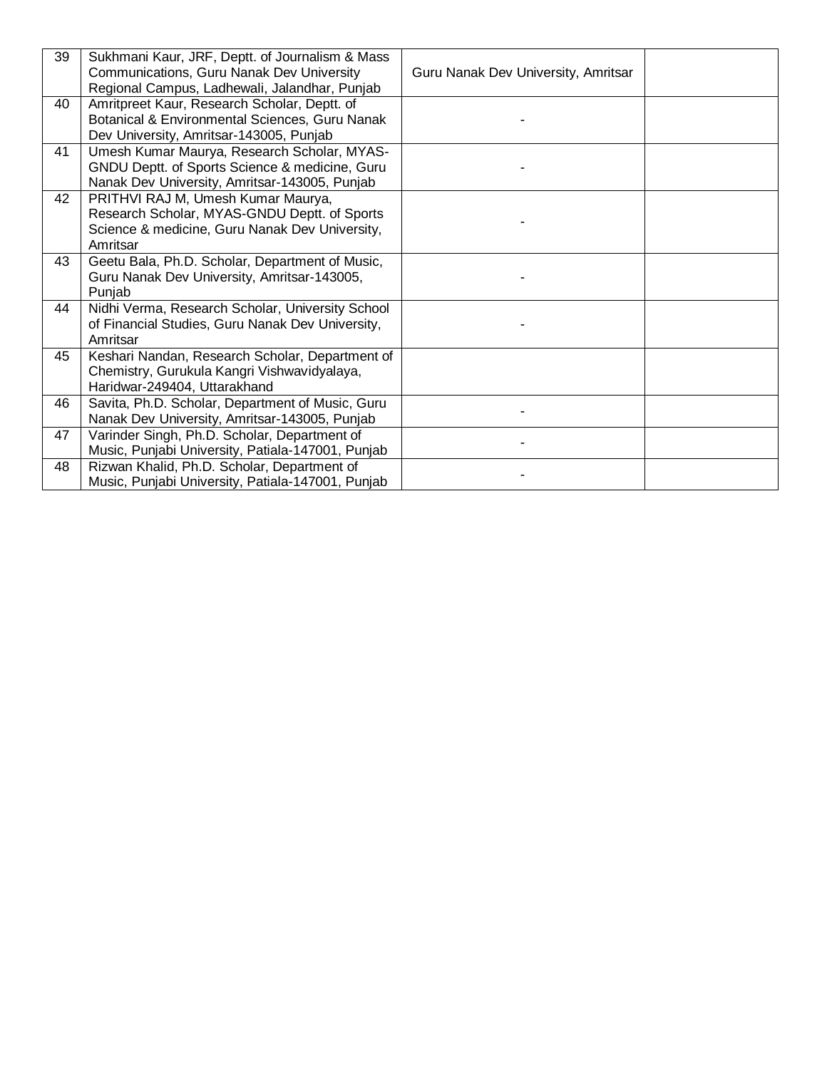| 39 | Sukhmani Kaur, JRF, Deptt. of Journalism & Mass Communications, Guru Nanak Dev University Regional Campus, Ladhewali, Jalandhar, Punjab | Guru Nanak Dev University, Amritsar | |
|---|---|---|---|
| 40 | Amritpreet Kaur, Research Scholar, Deptt. of Botanical & Environmental Sciences, Guru Nanak Dev University, Amritsar-143005, Punjab | - | |
| 41 | Umesh Kumar Maurya, Research Scholar, MYAS-GNDU Deptt. of Sports Science & medicine, Guru Nanak Dev University, Amritsar-143005, Punjab | - | |
| 42 | PRITHVI RAJ M, Umesh Kumar Maurya, Research Scholar, MYAS-GNDU Deptt. of Sports Science & medicine, Guru Nanak Dev University, Amritsar | - | |
| 43 | Geetu Bala, Ph.D. Scholar, Department of Music, Guru Nanak Dev University, Amritsar-143005, Punjab | - | |
| 44 | Nidhi Verma, Research Scholar, University School of Financial Studies, Guru Nanak Dev University, Amritsar | - | |
| 45 | Keshari Nandan, Research Scholar, Department of Chemistry, Gurukula Kangri Vishwavidyalaya, Haridwar-249404, Uttarakhand | | |
| 46 | Savita, Ph.D. Scholar, Department of Music, Guru Nanak Dev University, Amritsar-143005, Punjab | - | |
| 47 | Varinder Singh, Ph.D. Scholar, Department of Music, Punjabi University, Patiala-147001, Punjab | - | |
| 48 | Rizwan Khalid, Ph.D. Scholar, Department of Music, Punjabi University, Patiala-147001, Punjab | - | |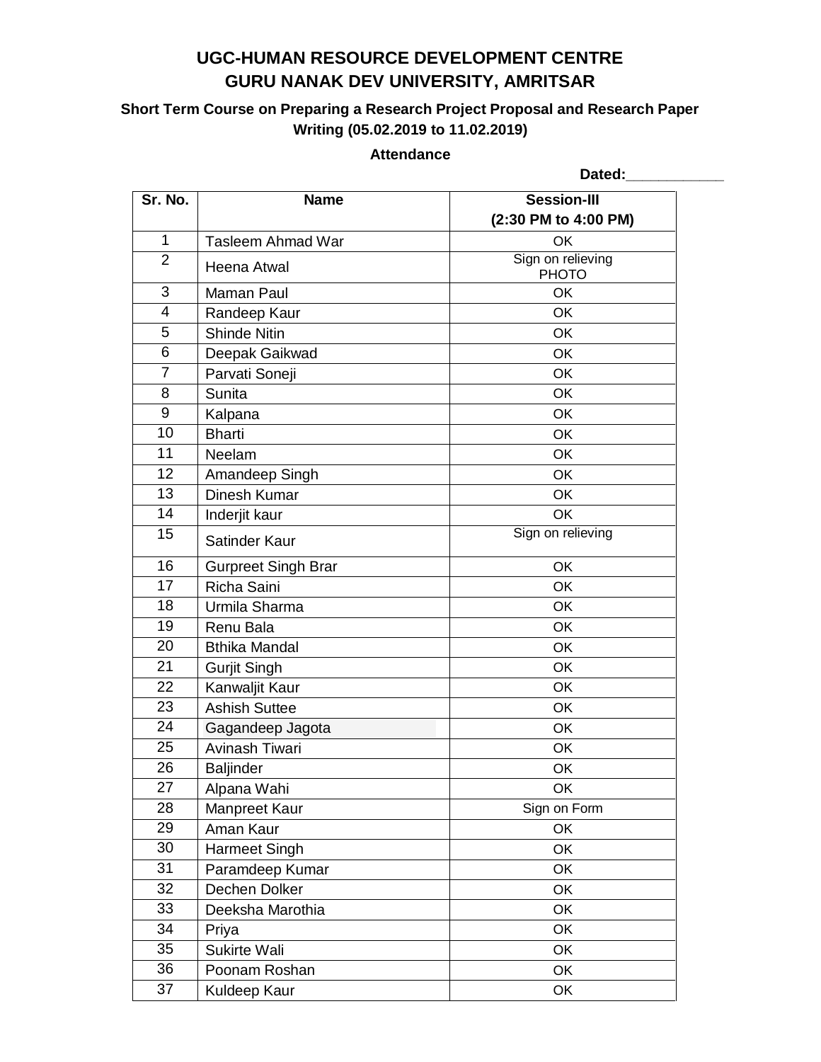# UGC-HUMAN RESOURCE DEVELOPMENT CENTRE
# GURU NANAK DEV UNIVERSITY, AMRITSAR

### Short Term Course on Preparing a Research Project Proposal and Research Paper Writing (05.02.2019 to 11.02.2019)

**Attendance**

**Dated:____________**

| Sr. No. | Name | Session-III (2:30 PM to 4:00 PM) |
|---|---|---|
| 1 | Tasleem Ahmad War | OK |
| 2 | Heena Atwal | Sign on relieving PHOTO |
| 3 | Maman Paul | OK |
| 4 | Randeep Kaur | OK |
| 5 | Shinde Nitin | OK |
| 6 | Deepak Gaikwad | OK |
| 7 | Parvati Soneji | OK |
| 8 | Sunita | OK |
| 9 | Kalpana | OK |
| 10 | Bharti | OK |
| 11 | Neelam | OK |
| 12 | Amandeep Singh | OK |
| 13 | Dinesh Kumar | OK |
| 14 | Inderjit kaur | OK |
| 15 | Satinder Kaur | Sign on relieving |
| 16 | Gurpreet Singh Brar | OK |
| 17 | Richa Saini | OK |
| 18 | Urmila Sharma | OK |
| 19 | Renu Bala | OK |
| 20 | Bthika Mandal | OK |
| 21 | Gurjit Singh | OK |
| 22 | Kanwaljit Kaur | OK |
| 23 | Ashish Suttee | OK |
| 24 | Gagandeep Jagota | OK |
| 25 | Avinash Tiwari | OK |
| 26 | Baljinder | OK |
| 27 | Alpana Wahi | OK |
| 28 | Manpreet Kaur | Sign on Form |
| 29 | Aman Kaur | OK |
| 30 | Harmeet Singh | OK |
| 31 | Paramdeep Kumar | OK |
| 32 | Dechen Dolker | OK |
| 33 | Deeksha Marothia | OK |
| 34 | Priya | OK |
| 35 | Sukirte Wali | OK |
| 36 | Poonam Roshan | OK |
| 37 | Kuldeep Kaur | OK |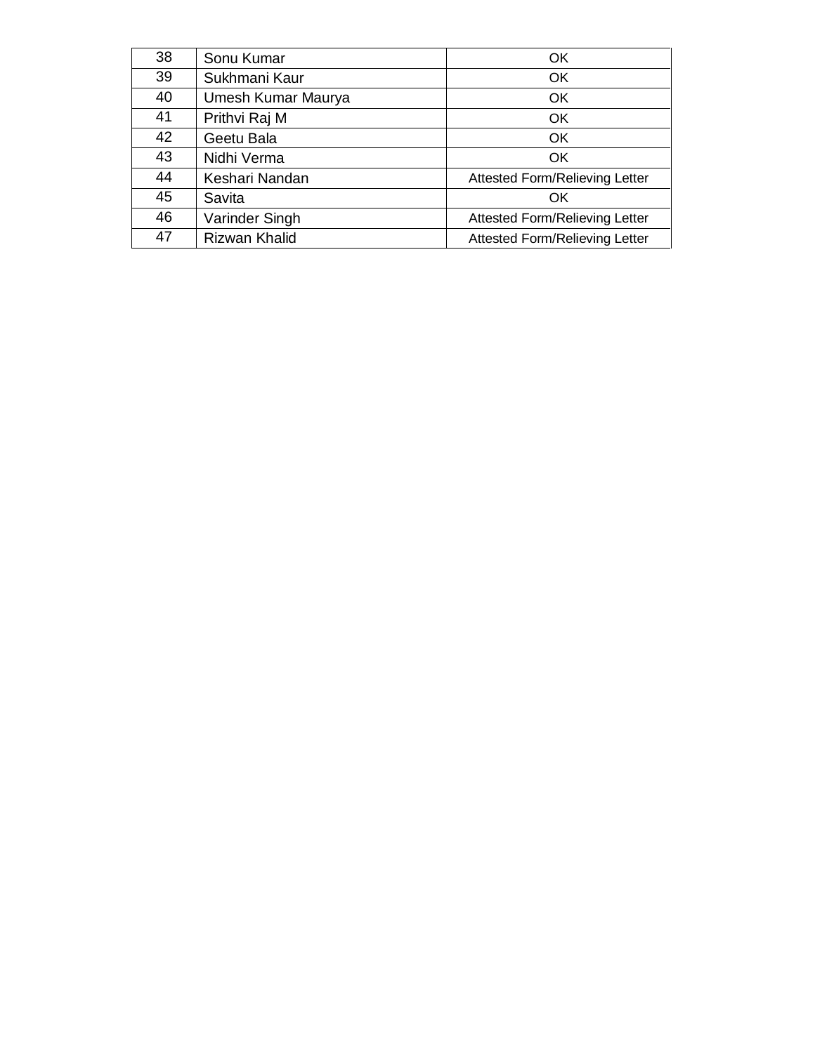| 38 | Sonu Kumar | OK |
|---|---|---|
| 39 | Sukhmani Kaur | OK |
| 40 | Umesh Kumar Maurya | OK |
| 41 | Prithvi Raj M | OK |
| 42 | Geetu Bala | OK |
| 43 | Nidhi Verma | OK |
| 44 | Keshari Nandan | Attested Form/Relieving Letter |
| 45 | Savita | OK |
| 46 | Varinder Singh | Attested Form/Relieving Letter |
| 47 | Rizwan Khalid | Attested Form/Relieving Letter |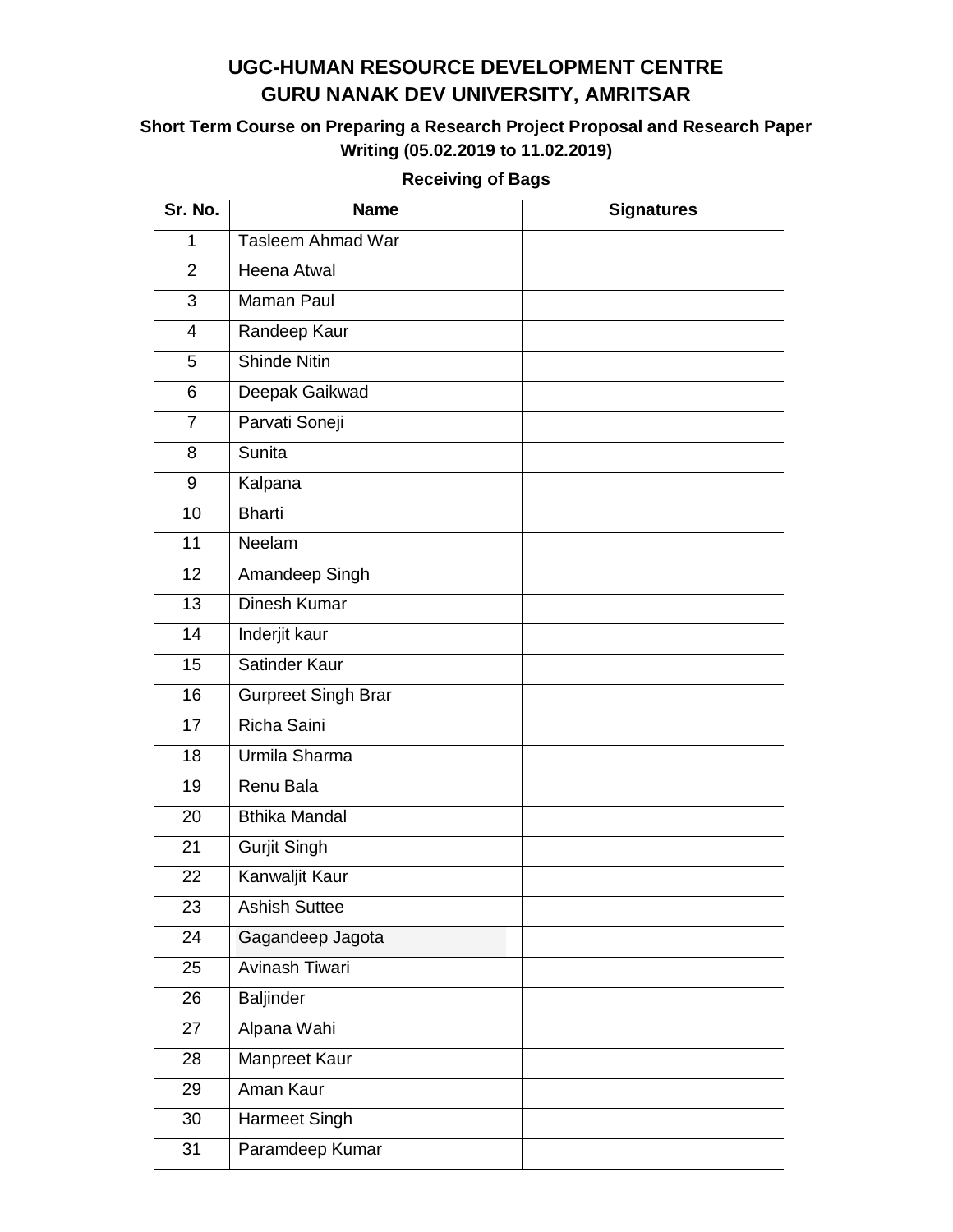# UGC-HUMAN RESOURCE DEVELOPMENT CENTRE
# GURU NANAK DEV UNIVERSITY, AMRITSAR

### Short Term Course on Preparing a Research Project Proposal and Research Paper Writing (05.02.2019 to 11.02.2019)

#### Receiving of Bags

| Sr. No. | Name | Signatures |
|---|---|---|
| 1 | Tasleem Ahmad War | |
| 2 | Heena Atwal | |
| 3 | Maman Paul | |
| 4 | Randeep Kaur | |
| 5 | Shinde Nitin | |
| 6 | Deepak Gaikwad | |
| 7 | Parvati Soneji | |
| 8 | Sunita | |
| 9 | Kalpana | |
| 10 | Bharti | |
| 11 | Neelam | |
| 12 | Amandeep Singh | |
| 13 | Dinesh Kumar | |
| 14 | Inderjit kaur | |
| 15 | Satinder Kaur | |
| 16 | Gurpreet Singh Brar | |
| 17 | Richa Saini | |
| 18 | Urmila Sharma | |
| 19 | Renu Bala | |
| 20 | Bthika Mandal | |
| 21 | Gurjit Singh | |
| 22 | Kanwaljit Kaur | |
| 23 | Ashish Suttee | |
| 24 | Gagandeep Jagota | |
| 25 | Avinash Tiwari | |
| 26 | Baljinder | |
| 27 | Alpana Wahi | |
| 28 | Manpreet Kaur | |
| 29 | Aman Kaur | |
| 30 | Harmeet Singh | |
| 31 | Paramdeep Kumar | |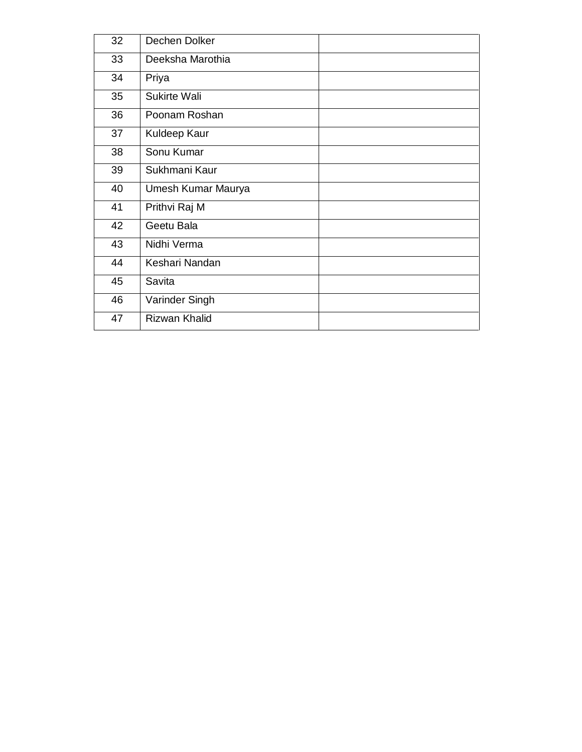| 32 | Dechen Dolker | |
|---|---|---|
| 33 | Deeksha Marothia | |
| 34 | Priya | |
| 35 | Sukirte Wali | |
| 36 | Poonam Roshan | |
| 37 | Kuldeep Kaur | |
| 38 | Sonu Kumar | |
| 39 | Sukhmani Kaur | |
| 40 | Umesh Kumar Maurya | |
| 41 | Prithvi Raj M | |
| 42 | Geetu Bala | |
| 43 | Nidhi Verma | |
| 44 | Keshari Nandan | |
| 45 | Savita | |
| 46 | Varinder Singh | |
| 47 | Rizwan Khalid | |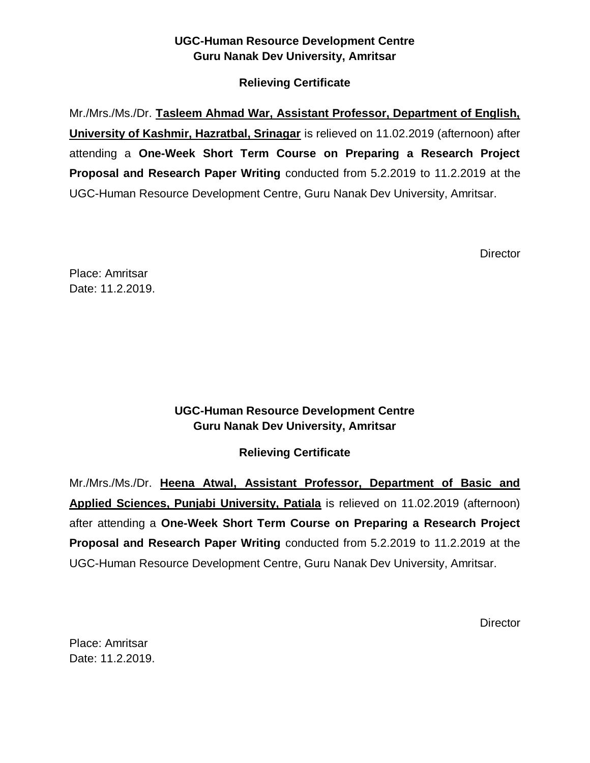**UGC-Human Resource Development Centre**
**Guru Nanak Dev University, Amritsar**

**Relieving Certificate**

Mr./Mrs./Ms./Dr. **Tasleem Ahmad War, Assistant Professor, Department of English, University of Kashmir, Hazratbal, Srinagar** is relieved on 11.02.2019 (afternoon) after attending a **One-Week Short Term Course on Preparing a Research Project Proposal and Research Paper Writing** conducted from 5.2.2019 to 11.2.2019 at the UGC-Human Resource Development Centre, Guru Nanak Dev University, Amritsar.

Director

Place: Amritsar
Date: 11.2.2019.

**UGC-Human Resource Development Centre**
**Guru Nanak Dev University, Amritsar**

**Relieving Certificate**

Mr./Mrs./Ms./Dr. **Heena Atwal, Assistant Professor, Department of Basic and Applied Sciences, Punjabi University, Patiala** is relieved on 11.02.2019 (afternoon) after attending a **One-Week Short Term Course on Preparing a Research Project Proposal and Research Paper Writing** conducted from 5.2.2019 to 11.2.2019 at the UGC-Human Resource Development Centre, Guru Nanak Dev University, Amritsar.

Director

Place: Amritsar
Date: 11.2.2019.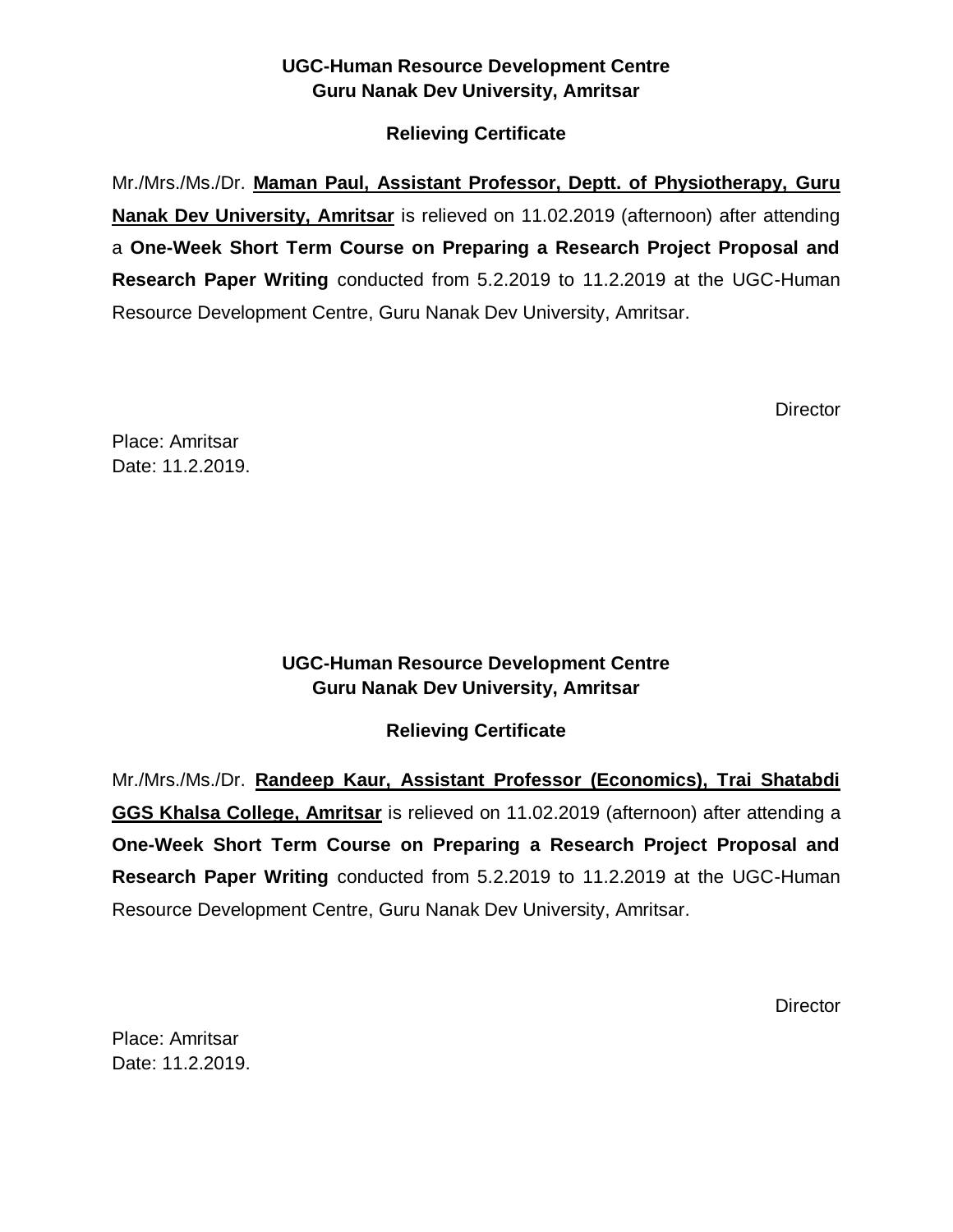**UGC-Human Resource Development Centre**
**Guru Nanak Dev University, Amritsar**

**Relieving Certificate**

Mr./Mrs./Ms./Dr. **Maman Paul, Assistant Professor, Deptt. of Physiotherapy, Guru Nanak Dev University, Amritsar** is relieved on 11.02.2019 (afternoon) after attending a **One-Week Short Term Course on Preparing a Research Project Proposal and Research Paper Writing** conducted from 5.2.2019 to 11.2.2019 at the UGC-Human Resource Development Centre, Guru Nanak Dev University, Amritsar.

Director

Place: Amritsar
Date: 11.2.2019.

**UGC-Human Resource Development Centre**
**Guru Nanak Dev University, Amritsar**

**Relieving Certificate**

Mr./Mrs./Ms./Dr. **Randeep Kaur, Assistant Professor (Economics), Trai Shatabdi GGS Khalsa College, Amritsar** is relieved on 11.02.2019 (afternoon) after attending a **One-Week Short Term Course on Preparing a Research Project Proposal and Research Paper Writing** conducted from 5.2.2019 to 11.2.2019 at the UGC-Human Resource Development Centre, Guru Nanak Dev University, Amritsar.

Director

Place: Amritsar
Date: 11.2.2019.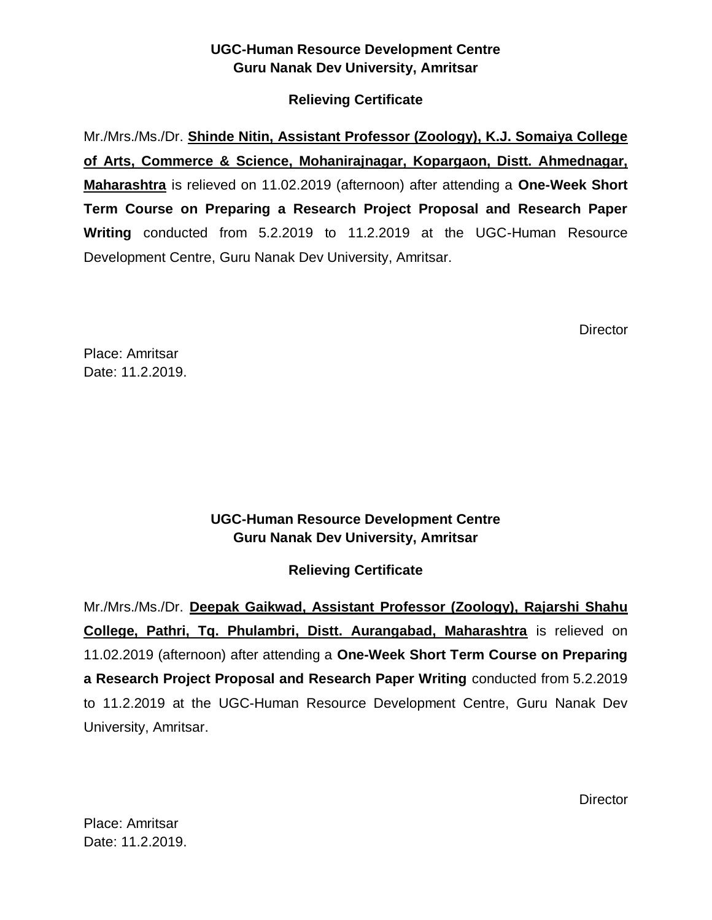**UGC-Human Resource Development Centre**
**Guru Nanak Dev University, Amritsar**

**Relieving Certificate**

Mr./Mrs./Ms./Dr. **Shinde Nitin, Assistant Professor (Zoology), K.J. Somaiya College of Arts, Commerce & Science, Mohanirajnagar, Kopargaon, Distt. Ahmednagar, Maharashtra** is relieved on 11.02.2019 (afternoon) after attending a **One-Week Short Term Course on Preparing a Research Project Proposal and Research Paper Writing** conducted from 5.2.2019 to 11.2.2019 at the UGC-Human Resource Development Centre, Guru Nanak Dev University, Amritsar.

Director

Place: Amritsar
Date: 11.2.2019.

**UGC-Human Resource Development Centre**
**Guru Nanak Dev University, Amritsar**

**Relieving Certificate**

Mr./Mrs./Ms./Dr. **Deepak Gaikwad, Assistant Professor (Zoology), Rajarshi Shahu College, Pathri, Tq. Phulambri, Distt. Aurangabad, Maharashtra** is relieved on 11.02.2019 (afternoon) after attending a **One-Week Short Term Course on Preparing a Research Project Proposal and Research Paper Writing** conducted from 5.2.2019 to 11.2.2019 at the UGC-Human Resource Development Centre, Guru Nanak Dev University, Amritsar.

Director

Place: Amritsar
Date: 11.2.2019.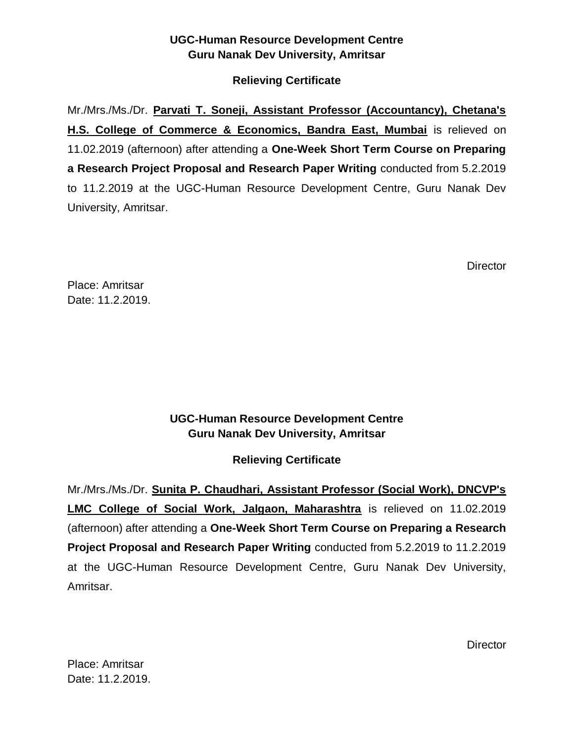**UGC-Human Resource Development Centre**
**Guru Nanak Dev University, Amritsar**

**Relieving Certificate**

Mr./Mrs./Ms./Dr. **Parvati T. Soneji, Assistant Professor (Accountancy), Chetana's H.S. College of Commerce & Economics, Bandra East, Mumbai** is relieved on 11.02.2019 (afternoon) after attending a **One-Week Short Term Course on Preparing a Research Project Proposal and Research Paper Writing** conducted from 5.2.2019 to 11.2.2019 at the UGC-Human Resource Development Centre, Guru Nanak Dev University, Amritsar.

Director

Place: Amritsar
Date: 11.2.2019.

**UGC-Human Resource Development Centre**
**Guru Nanak Dev University, Amritsar**

**Relieving Certificate**

Mr./Mrs./Ms./Dr. **Sunita P. Chaudhari, Assistant Professor (Social Work), DNCVP's LMC College of Social Work, Jalgaon, Maharashtra** is relieved on 11.02.2019 (afternoon) after attending a **One-Week Short Term Course on Preparing a Research Project Proposal and Research Paper Writing** conducted from 5.2.2019 to 11.2.2019 at the UGC-Human Resource Development Centre, Guru Nanak Dev University, Amritsar.

Director

Place: Amritsar
Date: 11.2.2019.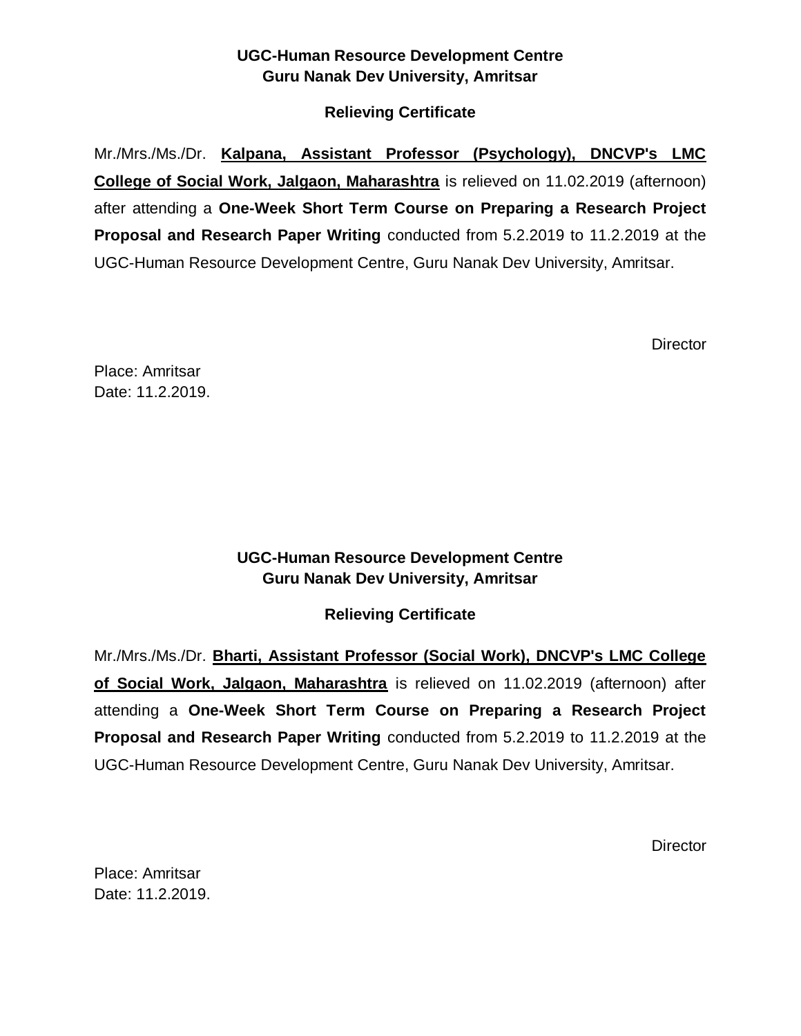**UGC-Human Resource Development Centre**
**Guru Nanak Dev University, Amritsar**

**Relieving Certificate**

Mr./Mrs./Ms./Dr. **Kalpana, Assistant Professor (Psychology), DNCVP's LMC College of Social Work, Jalgaon, Maharashtra** is relieved on 11.02.2019 (afternoon) after attending a **One-Week Short Term Course on Preparing a Research Project Proposal and Research Paper Writing** conducted from 5.2.2019 to 11.2.2019 at the UGC-Human Resource Development Centre, Guru Nanak Dev University, Amritsar.

Director

Place: Amritsar
Date: 11.2.2019.

**UGC-Human Resource Development Centre**
**Guru Nanak Dev University, Amritsar**

**Relieving Certificate**

Mr./Mrs./Ms./Dr. **Bharti, Assistant Professor (Social Work), DNCVP's LMC College of Social Work, Jalgaon, Maharashtra** is relieved on 11.02.2019 (afternoon) after attending a **One-Week Short Term Course on Preparing a Research Project Proposal and Research Paper Writing** conducted from 5.2.2019 to 11.2.2019 at the UGC-Human Resource Development Centre, Guru Nanak Dev University, Amritsar.

Director

Place: Amritsar
Date: 11.2.2019.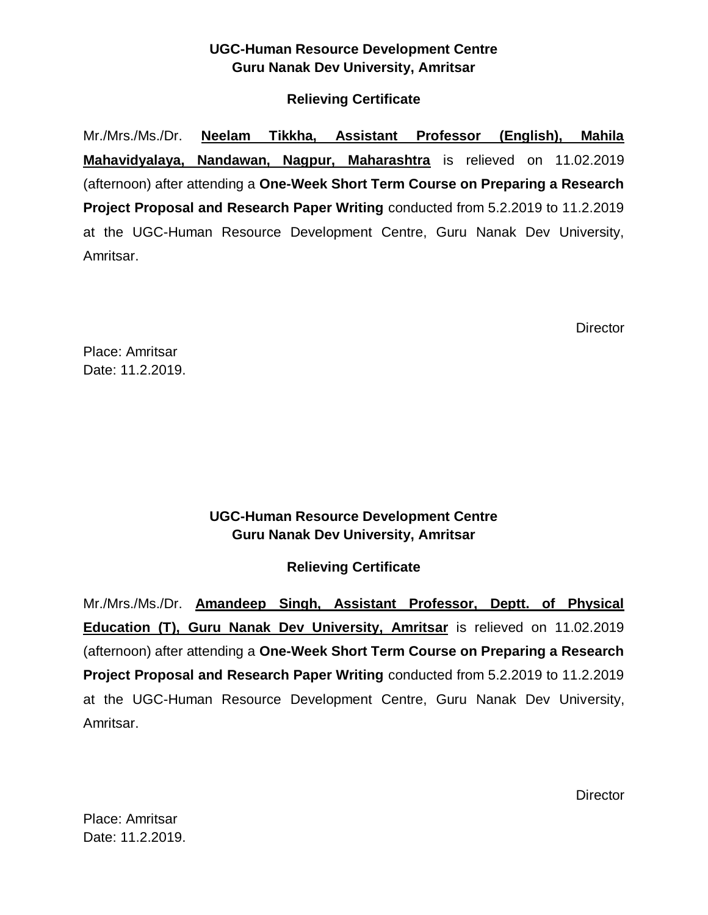**UGC-Human Resource Development Centre**
**Guru Nanak Dev University, Amritsar**

**Relieving Certificate**

Mr./Mrs./Ms./Dr. **Neelam Tikkha, Assistant Professor (English), Mahila Mahavidyalaya, Nandawan, Nagpur, Maharashtra** is relieved on 11.02.2019 (afternoon) after attending a **One-Week Short Term Course on Preparing a Research Project Proposal and Research Paper Writing** conducted from 5.2.2019 to 11.2.2019 at the UGC-Human Resource Development Centre, Guru Nanak Dev University, Amritsar.

Director

Place: Amritsar
Date: 11.2.2019.

**UGC-Human Resource Development Centre**
**Guru Nanak Dev University, Amritsar**

**Relieving Certificate**

Mr./Mrs./Ms./Dr. **Amandeep Singh, Assistant Professor, Deptt. of Physical Education (T), Guru Nanak Dev University, Amritsar** is relieved on 11.02.2019 (afternoon) after attending a **One-Week Short Term Course on Preparing a Research Project Proposal and Research Paper Writing** conducted from 5.2.2019 to 11.2.2019 at the UGC-Human Resource Development Centre, Guru Nanak Dev University, Amritsar.

Director

Place: Amritsar
Date: 11.2.2019.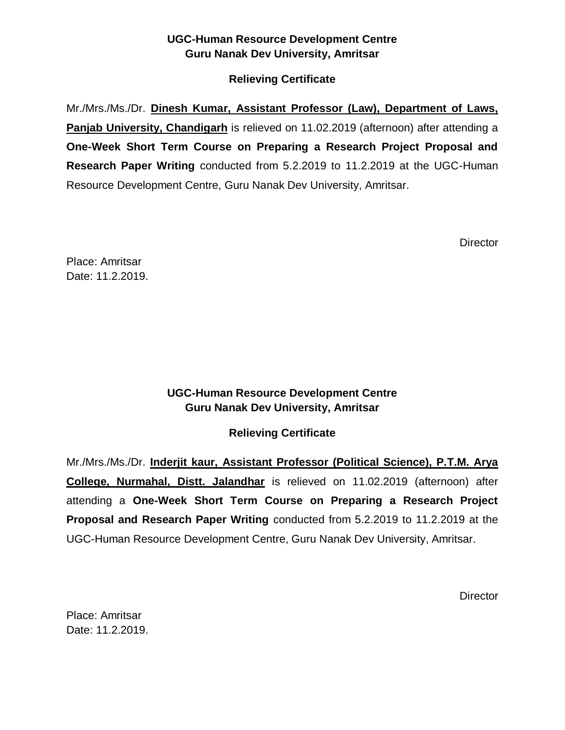**UGC-Human Resource Development Centre**
**Guru Nanak Dev University, Amritsar**

**Relieving Certificate**

Mr./Mrs./Ms./Dr. **Dinesh Kumar, Assistant Professor (Law), Department of Laws, Panjab University, Chandigarh** is relieved on 11.02.2019 (afternoon) after attending a **One-Week Short Term Course on Preparing a Research Project Proposal and Research Paper Writing** conducted from 5.2.2019 to 11.2.2019 at the UGC-Human Resource Development Centre, Guru Nanak Dev University, Amritsar.

Director

Place: Amritsar
Date: 11.2.2019.

**UGC-Human Resource Development Centre**
**Guru Nanak Dev University, Amritsar**

**Relieving Certificate**

Mr./Mrs./Ms./Dr. **Inderjit kaur, Assistant Professor (Political Science), P.T.M. Arya College, Nurmahal, Distt. Jalandhar** is relieved on 11.02.2019 (afternoon) after attending a **One-Week Short Term Course on Preparing a Research Project Proposal and Research Paper Writing** conducted from 5.2.2019 to 11.2.2019 at the UGC-Human Resource Development Centre, Guru Nanak Dev University, Amritsar.

Director

Place: Amritsar
Date: 11.2.2019.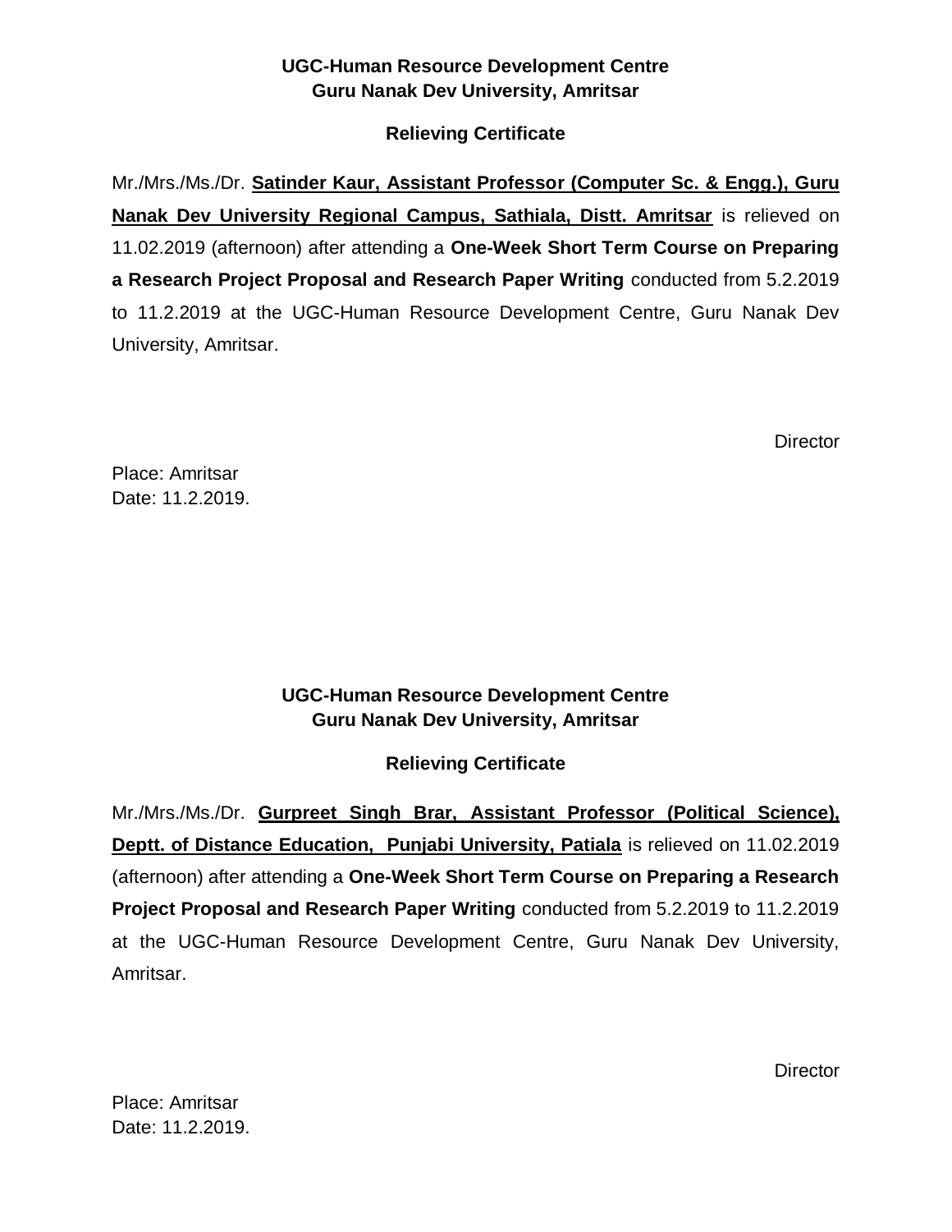**UGC-Human Resource Development Centre**
**Guru Nanak Dev University, Amritsar**

**Relieving Certificate**

Mr./Mrs./Ms./Dr. **Satinder Kaur, Assistant Professor (Computer Sc. & Engg.), Guru Nanak Dev University Regional Campus, Sathiala, Distt. Amritsar** is relieved on 11.02.2019 (afternoon) after attending a **One-Week Short Term Course on Preparing a Research Project Proposal and Research Paper Writing** conducted from 5.2.2019 to 11.2.2019 at the UGC-Human Resource Development Centre, Guru Nanak Dev University, Amritsar.

Director

Place: Amritsar
Date: 11.2.2019.

**UGC-Human Resource Development Centre**
**Guru Nanak Dev University, Amritsar**

**Relieving Certificate**

Mr./Mrs./Ms./Dr. **Gurpreet Singh Brar, Assistant Professor (Political Science), Deptt. of Distance Education, Punjabi University, Patiala** is relieved on 11.02.2019 (afternoon) after attending a **One-Week Short Term Course on Preparing a Research Project Proposal and Research Paper Writing** conducted from 5.2.2019 to 11.2.2019 at the UGC-Human Resource Development Centre, Guru Nanak Dev University, Amritsar.

Director

Place: Amritsar
Date: 11.2.2019.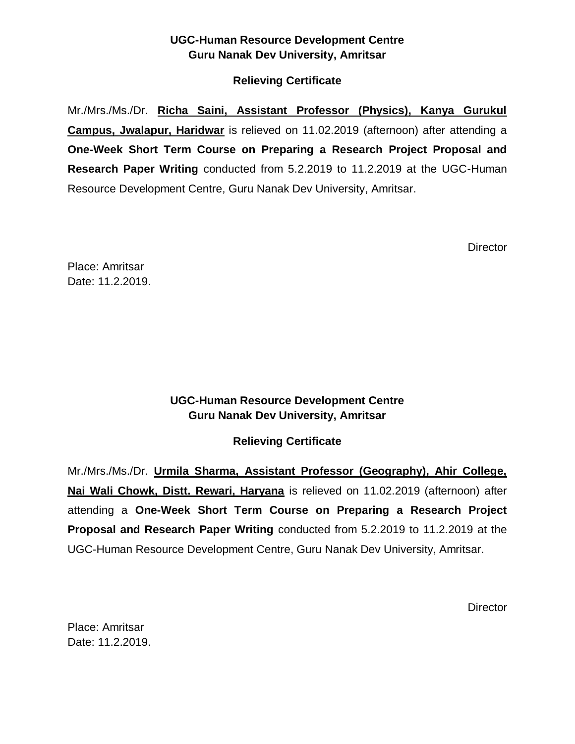**UGC-Human Resource Development Centre**
**Guru Nanak Dev University, Amritsar**

**Relieving Certificate**

Mr./Mrs./Ms./Dr. **Richa Saini, Assistant Professor (Physics), Kanya Gurukul Campus, Jwalapur, Haridwar** is relieved on 11.02.2019 (afternoon) after attending a **One-Week Short Term Course on Preparing a Research Project Proposal and Research Paper Writing** conducted from 5.2.2019 to 11.2.2019 at the UGC-Human Resource Development Centre, Guru Nanak Dev University, Amritsar.

Director

Place: Amritsar
Date: 11.2.2019.

**UGC-Human Resource Development Centre**
**Guru Nanak Dev University, Amritsar**

**Relieving Certificate**

Mr./Mrs./Ms./Dr. **Urmila Sharma, Assistant Professor (Geography), Ahir College, Nai Wali Chowk, Distt. Rewari, Haryana** is relieved on 11.02.2019 (afternoon) after attending a **One-Week Short Term Course on Preparing a Research Project Proposal and Research Paper Writing** conducted from 5.2.2019 to 11.2.2019 at the UGC-Human Resource Development Centre, Guru Nanak Dev University, Amritsar.

Director

Place: Amritsar
Date: 11.2.2019.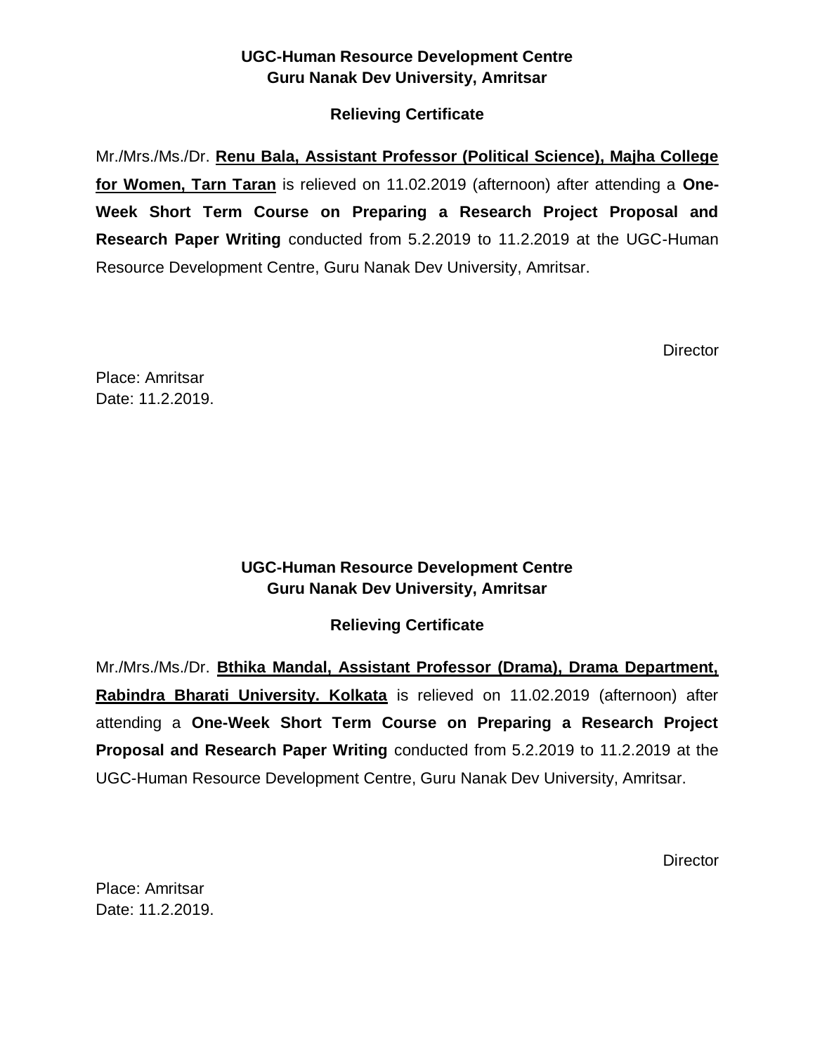**UGC-Human Resource Development Centre**
**Guru Nanak Dev University, Amritsar**

**Relieving Certificate**

Mr./Mrs./Ms./Dr. **Renu Bala, Assistant Professor (Political Science), Majha College for Women, Tarn Taran** is relieved on 11.02.2019 (afternoon) after attending a **One-Week Short Term Course on Preparing a Research Project Proposal and Research Paper Writing** conducted from 5.2.2019 to 11.2.2019 at the UGC-Human Resource Development Centre, Guru Nanak Dev University, Amritsar.

Director

Place: Amritsar
Date: 11.2.2019.

**UGC-Human Resource Development Centre**
**Guru Nanak Dev University, Amritsar**

**Relieving Certificate**

Mr./Mrs./Ms./Dr. **Bthika Mandal, Assistant Professor (Drama), Drama Department, Rabindra Bharati University. Kolkata** is relieved on 11.02.2019 (afternoon) after attending a **One-Week Short Term Course on Preparing a Research Project Proposal and Research Paper Writing** conducted from 5.2.2019 to 11.2.2019 at the UGC-Human Resource Development Centre, Guru Nanak Dev University, Amritsar.

Director

Place: Amritsar
Date: 11.2.2019.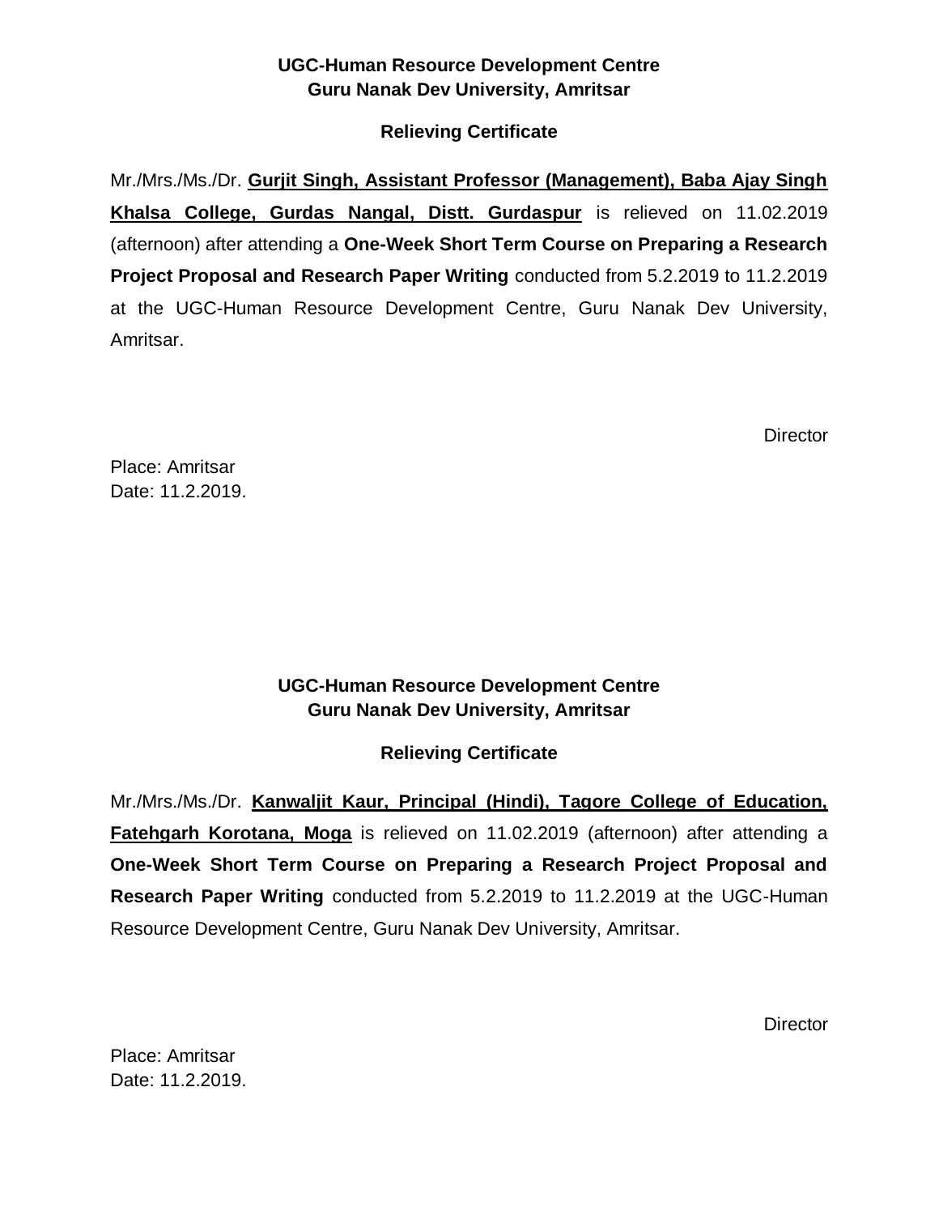**UGC-Human Resource Development Centre**
**Guru Nanak Dev University, Amritsar**

**Relieving Certificate**

Mr./Mrs./Ms./Dr. **Gurjit Singh, Assistant Professor (Management), Baba Ajay Singh Khalsa College, Gurdas Nangal, Distt. Gurdaspur** is relieved on 11.02.2019 (afternoon) after attending a **One-Week Short Term Course on Preparing a Research Project Proposal and Research Paper Writing** conducted from 5.2.2019 to 11.2.2019 at the UGC-Human Resource Development Centre, Guru Nanak Dev University, Amritsar.

Director

Place: Amritsar
Date: 11.2.2019.

**UGC-Human Resource Development Centre**
**Guru Nanak Dev University, Amritsar**

**Relieving Certificate**

Mr./Mrs./Ms./Dr. **Kanwaljit Kaur, Principal (Hindi), Tagore College of Education, Fatehgarh Korotana, Moga** is relieved on 11.02.2019 (afternoon) after attending a **One-Week Short Term Course on Preparing a Research Project Proposal and Research Paper Writing** conducted from 5.2.2019 to 11.2.2019 at the UGC-Human Resource Development Centre, Guru Nanak Dev University, Amritsar.

Director

Place: Amritsar
Date: 11.2.2019.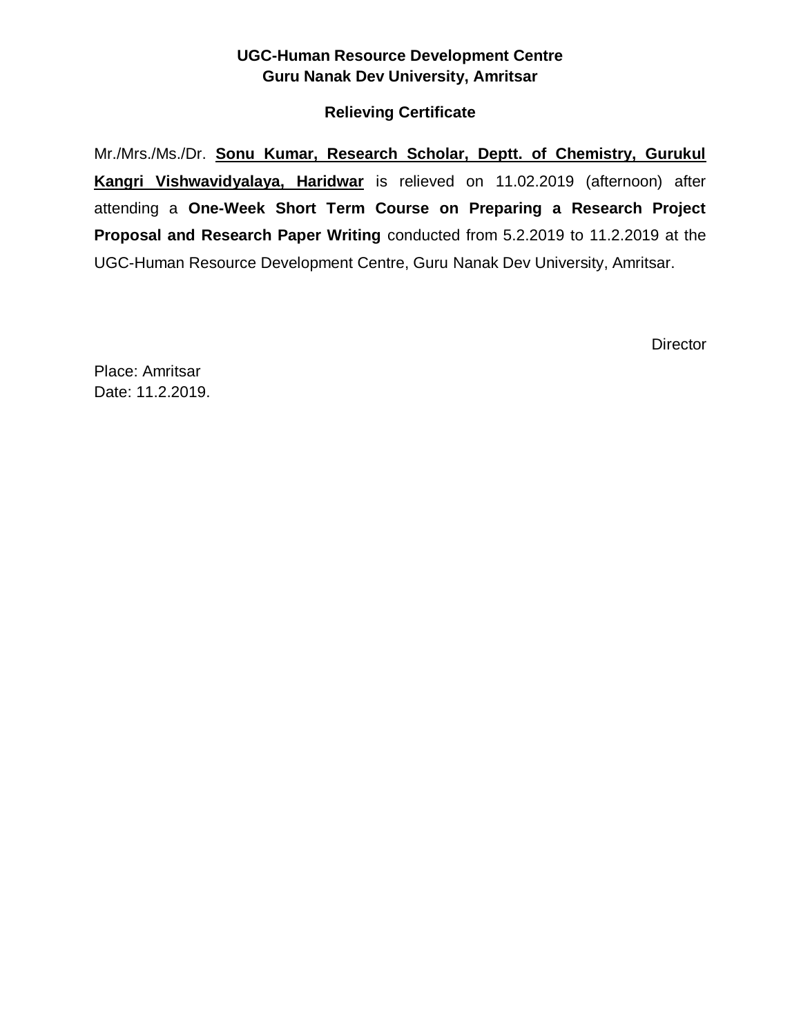**UGC-Human Resource Development Centre**
**Guru Nanak Dev University, Amritsar**

**Relieving Certificate**

Mr./Mrs./Ms./Dr. **Sonu Kumar, Research Scholar, Deptt. of Chemistry, Gurukul Kangri Vishwavidyalaya, Haridwar** is relieved on 11.02.2019 (afternoon) after attending a **One-Week Short Term Course on Preparing a Research Project Proposal and Research Paper Writing** conducted from 5.2.2019 to 11.2.2019 at the UGC-Human Resource Development Centre, Guru Nanak Dev University, Amritsar.

Director

Place: Amritsar
Date: 11.2.2019.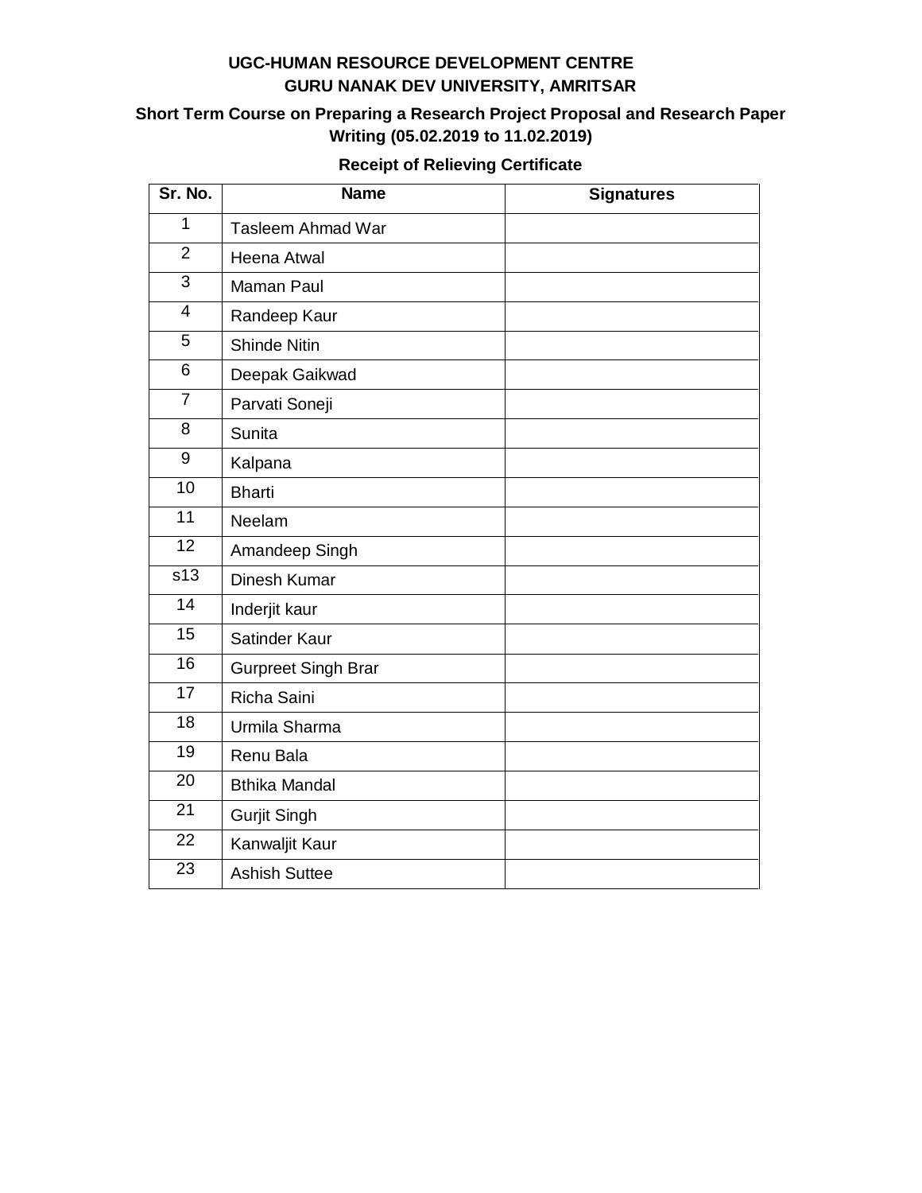**UGC-HUMAN RESOURCE DEVELOPMENT CENTRE**
**GURU NANAK DEV UNIVERSITY, AMRITSAR**

**Short Term Course on Preparing a Research Project Proposal and Research Paper Writing (05.02.2019 to 11.02.2019)**

**Receipt of Relieving Certificate**

| Sr. No. | Name | Signatures |
|---|---|---|
| 1 | Tasleem Ahmad War | |
| 2 | Heena Atwal | |
| 3 | Maman Paul | |
| 4 | Randeep Kaur | |
| 5 | Shinde Nitin | |
| 6 | Deepak Gaikwad | |
| 7 | Parvati Soneji | |
| 8 | Sunita | |
| 9 | Kalpana | |
| 10 | Bharti | |
| 11 | Neelam | |
| 12 | Amandeep Singh | |
| s13 | Dinesh Kumar | |
| 14 | Inderjit kaur | |
| 15 | Satinder Kaur | |
| 16 | Gurpreet Singh Brar | |
| 17 | Richa Saini | |
| 18 | Urmila Sharma | |
| 19 | Renu Bala | |
| 20 | Bthika Mandal | |
| 21 | Gurjit Singh | |
| 22 | Kanwaljit Kaur | |
| 23 | Ashish Suttee | |